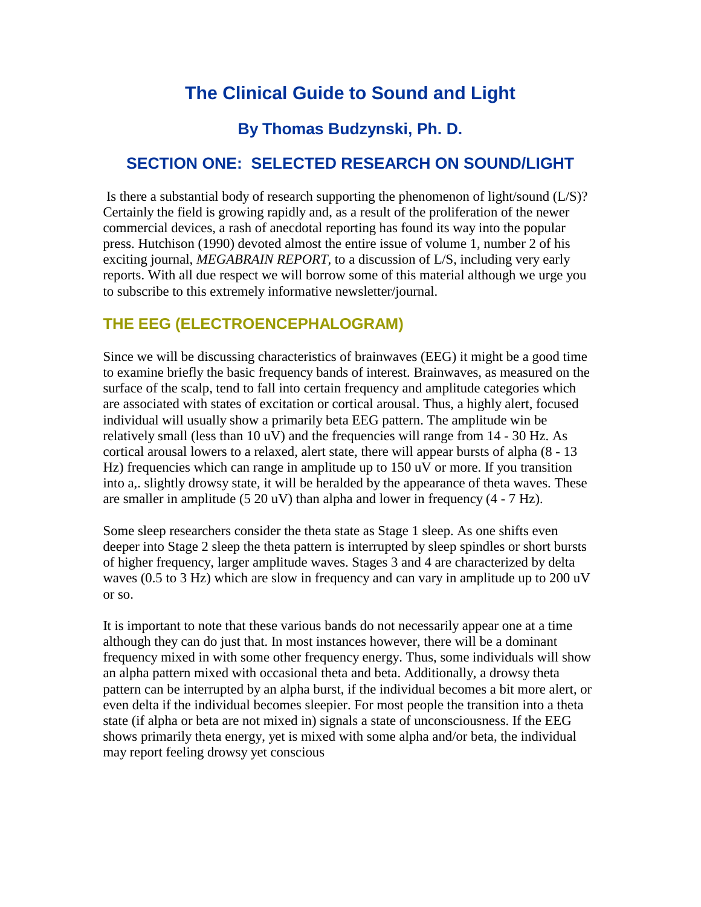# The Clinical Guide to Sound and Light

## By Thomas Budzynski, Ph. D.

## SECTION ONE: SELECTED RESEARCH ON SOUND/LIGHT

Is there a substantial body of research supporting the phenomenon of light/sound (L/S)? Certainly the field is growing rapidly and, as a result of the proliferation of the newer commercial devices, a rash of anecdotal reporting has found its way into the popular press. Hutchison (1990) devoted almost the entire issue of volume 1, number 2 of his exciting journal, *MEGABRAIN REPORT*, to a discussion of L/S, including very early reports. With all due respect we will borrow some of this material although we urge you to subscribe to this extremely informative newsletter/journal.

### THE EEG (ELECTROENCEPHALOGRAM)

Since we will be discussing characteristics of brainwaves (EEG) it might be a good time to examine briefly the basic frequency bands of interest. Brainwaves, as measured on the surface of the scalp, tend to fall into certain frequency and amplitude categories which are associated with states of excitation or cortical arousal. Thus, a highly alert, focused individual will usually show a primarily beta EEG pattern. The amplitude win be relatively small (less than 10 uV) and the frequencies will range from 14 - 30 Hz. As cortical arousal lowers to a relaxed, alert state, there will appear bursts of alpha (8 - 13 Hz) frequencies which can range in amplitude up to 150 uV or more. If you transition into a,. slightly drowsy state, it will be heralded by the appearance of theta waves. These are smaller in amplitude (5 20 uV) than alpha and lower in frequency (4 - 7 Hz).

Some sleep researchers consider the theta state as Stage 1 sleep. As one shifts even deeper into Stage 2 sleep the theta pattern is interrupted by sleep spindles or short bursts of higher frequency, larger amplitude waves. Stages 3 and 4 are characterized by delta waves (0.5 to 3 Hz) which are slow in frequency and can vary in amplitude up to 200 uV or so.

It is important to note that these various bands do not necessarily appear one at a time although they can do just that. In most instances however, there will be a dominant frequency mixed in with some other frequency energy. Thus, some individuals will show an alpha pattern mixed with occasional theta and beta. Additionally, a drowsy theta pattern can be interrupted by an alpha burst, if the individual becomes a bit more alert, or even delta if the individual becomes sleepier. For most people the transition into a theta state (if alpha or beta are not mixed in) signals a state of unconsciousness. If the EEG shows primarily theta energy, yet is mixed with some alpha and/or beta, the individual may report feeling drowsy yet conscious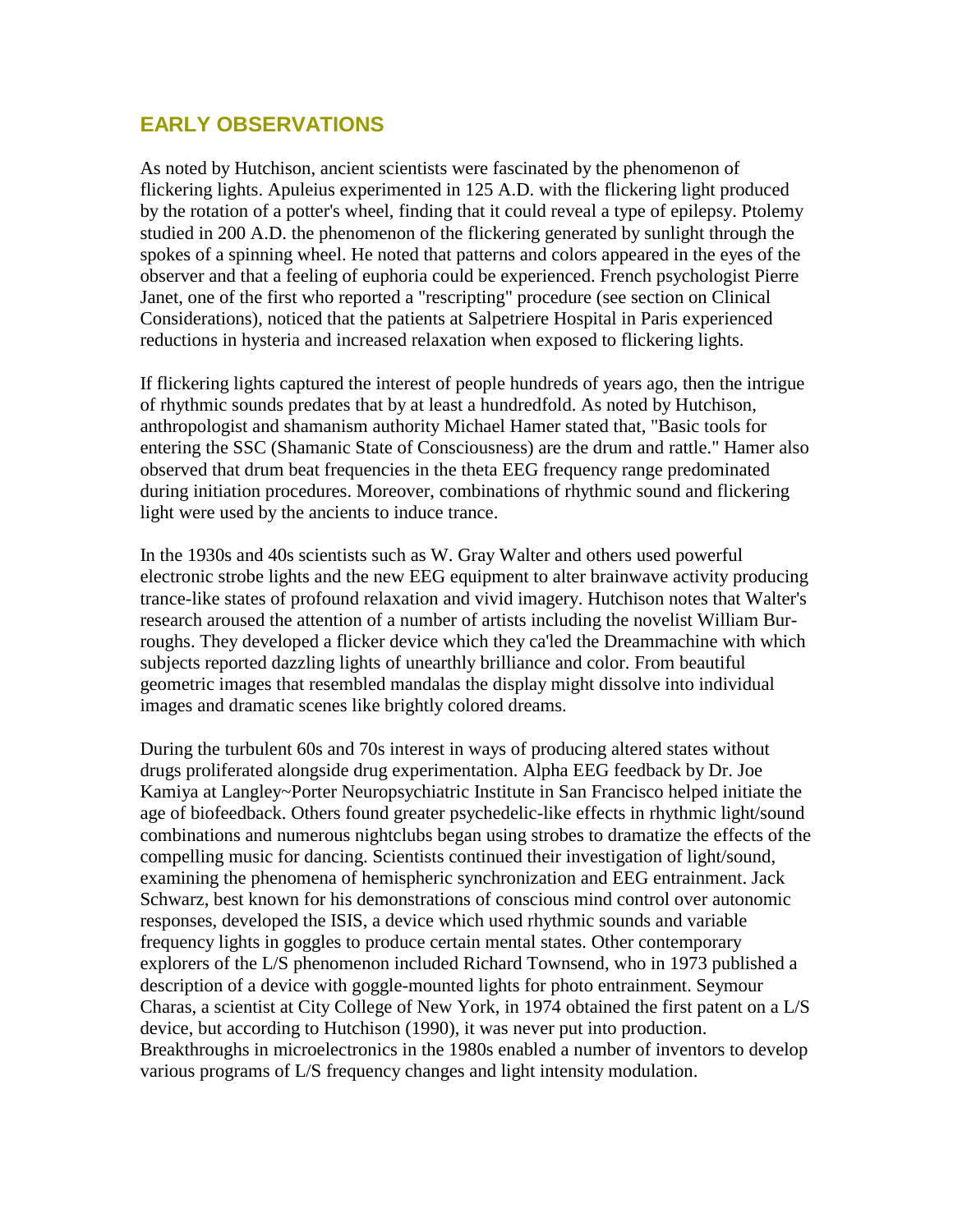## EARLY OBSERVATIONS

As noted by Hutchison, ancient scientists were fascinated by the phenomenon of flickering lights. Apuleius experimented in 125 A.D. with the flickering light produced by the rotation of a potter's wheel, finding that it could reveal a type of epilepsy. Ptolemy studied in 200 A.D. the phenomenon of the flickering generated by sunlight through the spokes of a spinning wheel. He noted that patterns and colors appeared in the eyes of the observer and that a feeling of euphoria could be experienced. French psychologist Pierre Janet, one of the first who reported a "rescripting" procedure (see section on Clinical Considerations), noticed that the patients at Salpetriere Hospital in Paris experienced reductions in hysteria and increased relaxation when exposed to flickering lights.

If flickering lights captured the interest of people hundreds of years ago, then the intrigue of rhythmic sounds predates that by at least a hundredfold. As noted by Hutchison, anthropologist and shamanism authority Michael Hamer stated that, "Basic tools for entering the SSC (Shamanic State of Consciousness) are the drum and rattle." Hamer also observed that drum beat frequencies in the theta EEG frequency range predominated during initiation procedures. Moreover, combinations of rhythmic sound and flickering light were used by the ancients to induce trance.

In the 1930s and 40s scientists such as W. Gray Walter and others used powerful electronic strobe lights and the new EEG equipment to alter brainwave activity producing trance-like states of profound relaxation and vivid imagery. Hutchison notes that Walter's research aroused the attention of a number of artists including the novelist William Burroughs. They developed a flicker device which they ca'led the Dreammachine with which subjects reported dazzling lights of unearthly brilliance and color. From beautiful geometric images that resembled mandalas the display might dissolve into individual images and dramatic scenes like brightly colored dreams.

During the turbulent 60s and 70s interest in ways of producing altered states without drugs proliferated alongside drug experimentation. Alpha EEG feedback by Dr. Joe Kamiya at Langley~Porter Neuropsychiatric Institute in San Francisco helped initiate the age of biofeedback. Others found greater psychedelic-like effects in rhythmic light/sound combinations and numerous nightclubs began using strobes to dramatize the effects of the compelling music for dancing. Scientists continued their investigation of light/sound, examining the phenomena of hemispheric synchronization and EEG entrainment. Jack Schwarz, best known for his demonstrations of conscious mind control over autonomic responses, developed the ISIS, a device which used rhythmic sounds and variable frequency lights in goggles to produce certain mental states. Other contemporary explorers of the L/S phenomenon included Richard Townsend, who in 1973 published a description of a device with goggle-mounted lights for photo entrainment. Seymour Charas, a scientist at City College of New York, in 1974 obtained the first patent on a L/S device, but according to Hutchison (1990), it was never put into production. Breakthroughs in microelectronics in the 1980s enabled a number of inventors to develop various programs of L/S frequency changes and light intensity modulation.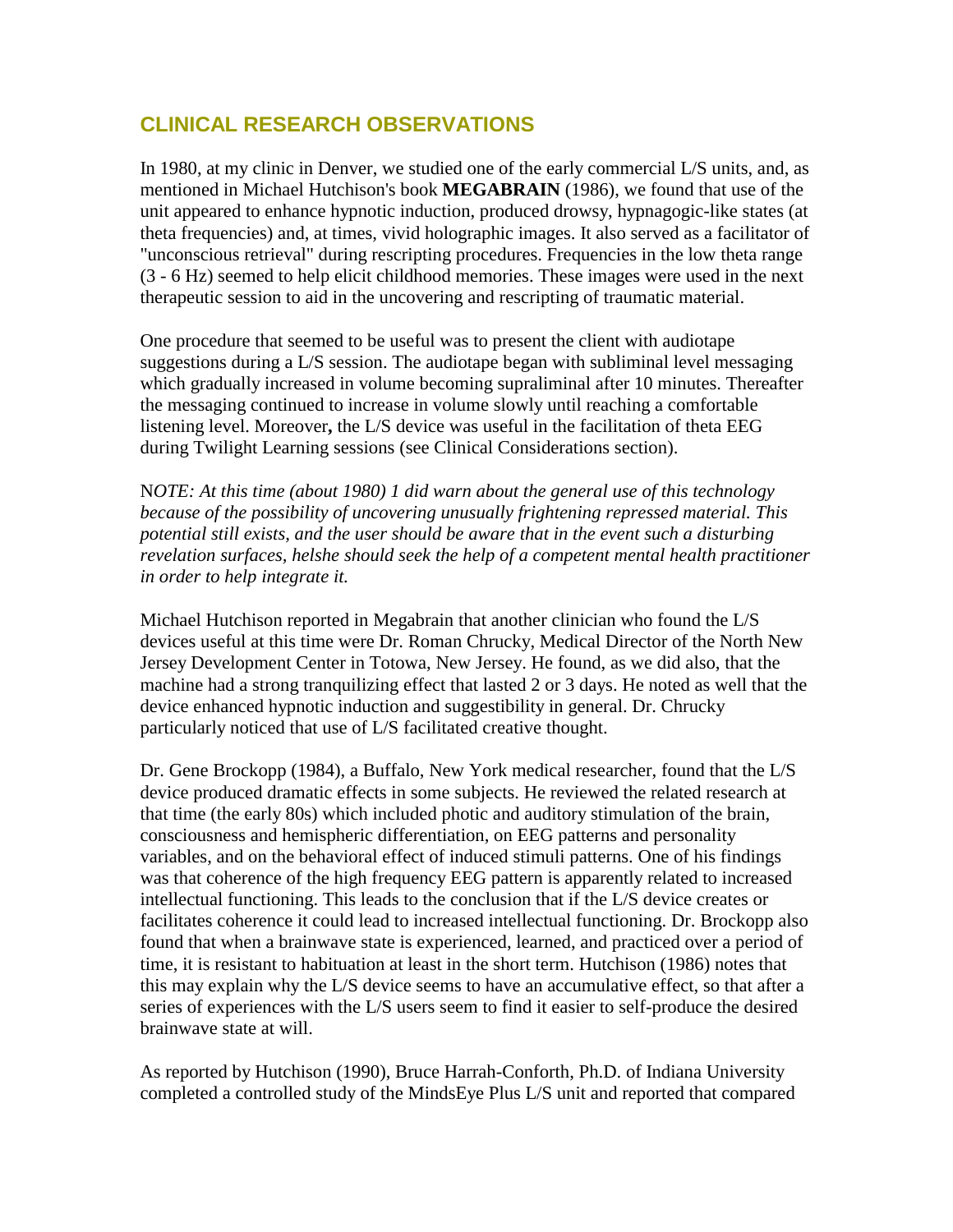## CLINICAL RESEARCH OBSERVATIONS

In 1980, at my clinic in Denver, we studied one of the early commercial L/S units, and, as mentioned in Michael Hutchison's book **MEGABRAIN** (1986), we found that use of the unit appeared to enhance hypnotic induction, produced drowsy, hypnagogic-like states (at theta frequencies) and, at times, vivid holographic images. It also served as a facilitator of "unconscious retrieval" during rescripting procedures. Frequencies in the low theta range (3 - 6 Hz) seemed to help elicit childhood memories. These images were used in the next therapeutic session to aid in the uncovering and rescripting of traumatic material.

One procedure that seemed to be useful was to present the client with audiotape suggestions during a L/S session. The audiotape began with subliminal level messaging which gradually increased in volume becoming supraliminal after 10 minutes. Thereafter the messaging continued to increase in volume slowly until reaching a comfortable listening level. Moreover**,** the L/S device was useful in the facilitation of theta EEG during Twilight Learning sessions (see Clinical Considerations section).

N*OTE: At this time (about 1980) 1 did warn about the general use of this technology because of the possibility of uncovering unusually frightening repressed material. This potential still exists, and the user should be aware that in the event such a disturbing revelation surfaces, helshe should seek the help of a competent mental health practitioner in order to help integrate it.*

Michael Hutchison reported in Megabrain that another clinician who found the L/S devices useful at this time were Dr. Roman Chrucky, Medical Director of the North New Jersey Development Center in Totowa, New Jersey. He found, as we did also, that the machine had a strong tranquilizing effect that lasted 2 or 3 days. He noted as well that the device enhanced hypnotic induction and suggestibility in general. Dr. Chrucky particularly noticed that use of L/S facilitated creative thought.

Dr. Gene Brockopp (1984), a Buffalo, New York medical researcher, found that the L/S device produced dramatic effects in some subjects. He reviewed the related research at that time (the early 80s) which included photic and auditory stimulation of the brain, consciousness and hemispheric differentiation, on EEG patterns and personality variables, and on the behavioral effect of induced stimuli patterns. One of his findings was that coherence of the high frequency EEG pattern is apparently related to increased intellectual functioning. This leads to the conclusion that if the L/S device creates or facilitates coherence it could lead to increased intellectual functioning. Dr. Brockopp also found that when a brainwave state is experienced, learned, and practiced over a period of time, it is resistant to habituation at least in the short term. Hutchison (1986) notes that this may explain why the L/S device seems to have an accumulative effect, so that after a series of experiences with the L/S users seem to find it easier to self-produce the desired brainwave state at will.

As reported by Hutchison (1990), Bruce Harrah-Conforth, Ph.D. of Indiana University completed a controlled study of the MindsEye Plus L/S unit and reported that compared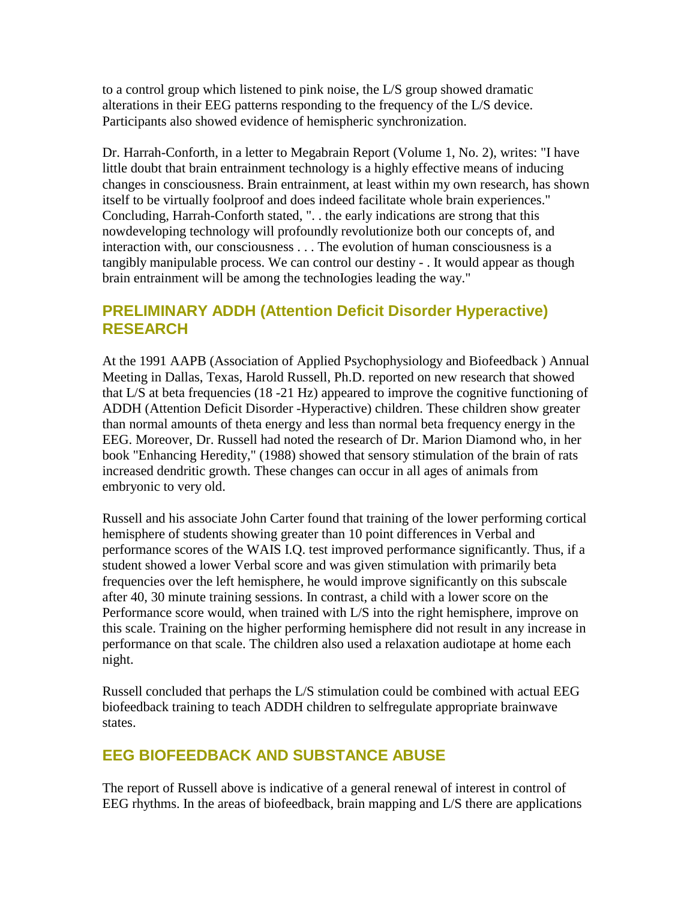to a control group which listened to pink noise, the L/S group showed dramatic alterations in their EEG patterns responding to the frequency of the L/S device. Participants also showed evidence of hemispheric synchronization.

Dr. Harrah-Conforth, in a letter to Megabrain Report (Volume 1, No. 2), writes: "I have little doubt that brain entrainment technology is a highly effective means of inducing changes in consciousness. Brain entrainment, at least within my own research, has shown itself to be virtually foolproof and does indeed facilitate whole brain experiences." Concluding, Harrah-Conforth stated, ". . the early indications are strong that this nowdeveloping technology will profoundly revolutionize both our concepts of, and interaction with, our consciousness . . . The evolution of human consciousness is a tangibly manipulable process. We can control our destiny - . It would appear as though brain entrainment will be among the technoIogies leading the way."

## PRELIMINARY ADDH (Attention Deficit Disorder Hyperactive) RESEARCH

At the 1991 AAPB (Association of Applied Psychophysiology and Biofeedback ) Annual Meeting in Dallas, Texas, Harold Russell, Ph.D. reported on new research that showed that L/S at beta frequencies (18 -21 Hz) appeared to improve the cognitive functioning of ADDH (Attention Deficit Disorder -Hyperactive) children. These children show greater than normal amounts of theta energy and less than normal beta frequency energy in the EEG. Moreover, Dr. Russell had noted the research of Dr. Marion Diamond who, in her book "Enhancing Heredity," (1988) showed that sensory stimulation of the brain of rats increased dendritic growth. These changes can occur in all ages of animals from embryonic to very old.

Russell and his associate John Carter found that training of the lower performing cortical hemisphere of students showing greater than 10 point differences in Verbal and performance scores of the WAIS I.Q. test improved performance significantly. Thus, if a student showed a lower Verbal score and was given stimulation with primarily beta frequencies over the left hemisphere, he would improve significantly on this subscale after 40, 30 minute training sessions. In contrast, a child with a lower score on the Performance score would, when trained with L/S into the right hemisphere, improve on this scale. Training on the higher performing hemisphere did not result in any increase in performance on that scale. The children also used a relaxation audiotape at home each night.

Russell concluded that perhaps the L/S stimulation could be combined with actual EEG biofeedback training to teach ADDH children to selfregulate appropriate brainwave states.

## EEG BIOFEEDBACK AND SUBSTANCE ABUSE

The report of Russell above is indicative of a general renewal of interest in control of EEG rhythms. In the areas of biofeedback, brain mapping and L/S there are applications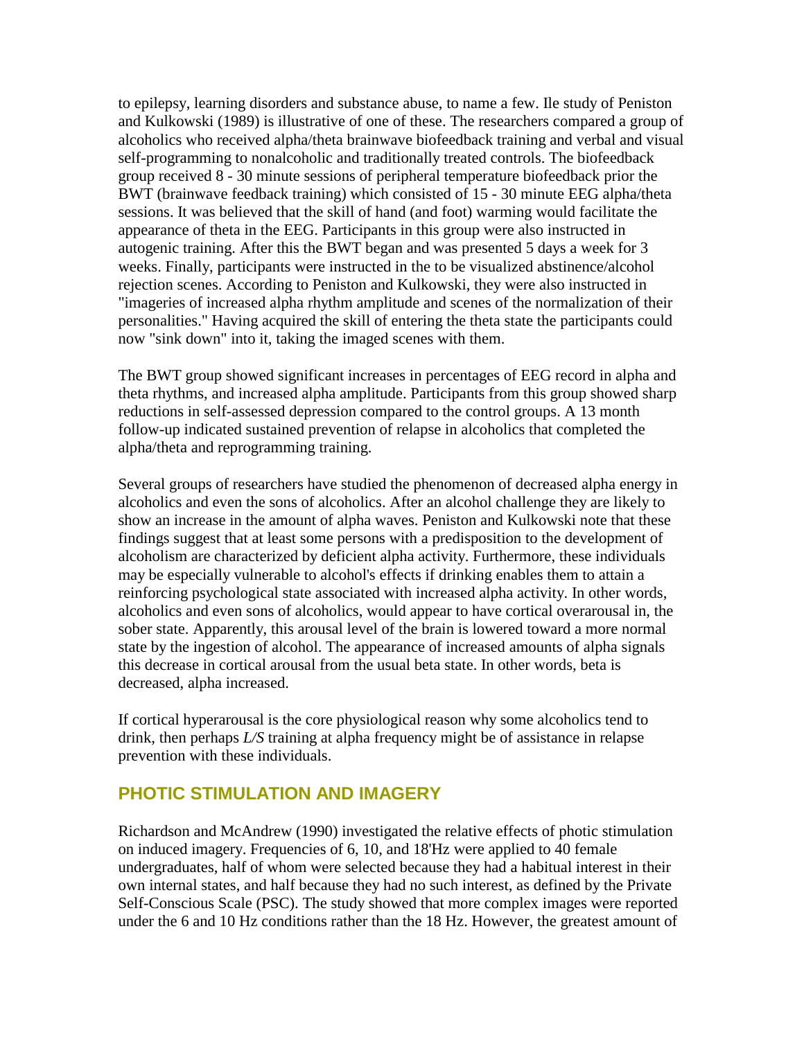to epilepsy, learning disorders and substance abuse, to name a few. Ile study of Peniston and Kulkowski (1989) is illustrative of one of these. The researchers compared a group of alcoholics who received alpha/theta brainwave biofeedback training and verbal and visual self-programming to nonalcoholic and traditionally treated controls. The biofeedback group received 8 - 30 minute sessions of peripheral temperature biofeedback prior the BWT (brainwave feedback training) which consisted of 15 - 30 minute EEG alpha/theta sessions. It was believed that the skill of hand (and foot) warming would facilitate the appearance of theta in the EEG. Participants in this group were also instructed in autogenic training. After this the BWT began and was presented 5 days a week for 3 weeks. Finally, participants were instructed in the to be visualized abstinence/alcohol rejection scenes. According to Peniston and Kulkowski, they were also instructed in "imageries of increased alpha rhythm amplitude and scenes of the normalization of their personalities." Having acquired the skill of entering the theta state the participants could now "sink down" into it, taking the imaged scenes with them.

The BWT group showed significant increases in percentages of EEG record in alpha and theta rhythms, and increased alpha amplitude. Participants from this group showed sharp reductions in self-assessed depression compared to the control groups. A 13 month follow-up indicated sustained prevention of relapse in alcoholics that completed the alpha/theta and reprogramming training.

Several groups of researchers have studied the phenomenon of decreased alpha energy in alcoholics and even the sons of alcoholics. After an alcohol challenge they are likely to show an increase in the amount of alpha waves. Peniston and Kulkowski note that these findings suggest that at least some persons with a predisposition to the development of alcoholism are characterized by deficient alpha activity. Furthermore, these individuals may be especially vulnerable to alcohol's effects if drinking enables them to attain a reinforcing psychological state associated with increased alpha activity. In other words, alcoholics and even sons of alcoholics, would appear to have cortical overarousal in, the sober state. Apparently, this arousal level of the brain is lowered toward a more normal state by the ingestion of alcohol. The appearance of increased amounts of alpha signals this decrease in cortical arousal from the usual beta state. In other words, beta is decreased, alpha increased.

If cortical hyperarousal is the core physiological reason why some alcoholics tend to drink, then perhaps *L/S* training at alpha frequency might be of assistance in relapse prevention with these individuals.

## PHOTIC STIMULATION AND IMAGERY

Richardson and McAndrew (1990) investigated the relative effects of photic stimulation on induced imagery. Frequencies of 6, 10, and 18'Hz were applied to 40 female undergraduates, half of whom were selected because they had a habitual interest in their own internal states, and half because they had no such interest, as defined by the Private Self-Conscious Scale (PSC). The study showed that more complex images were reported under the 6 and 10 Hz conditions rather than the 18 Hz. However, the greatest amount of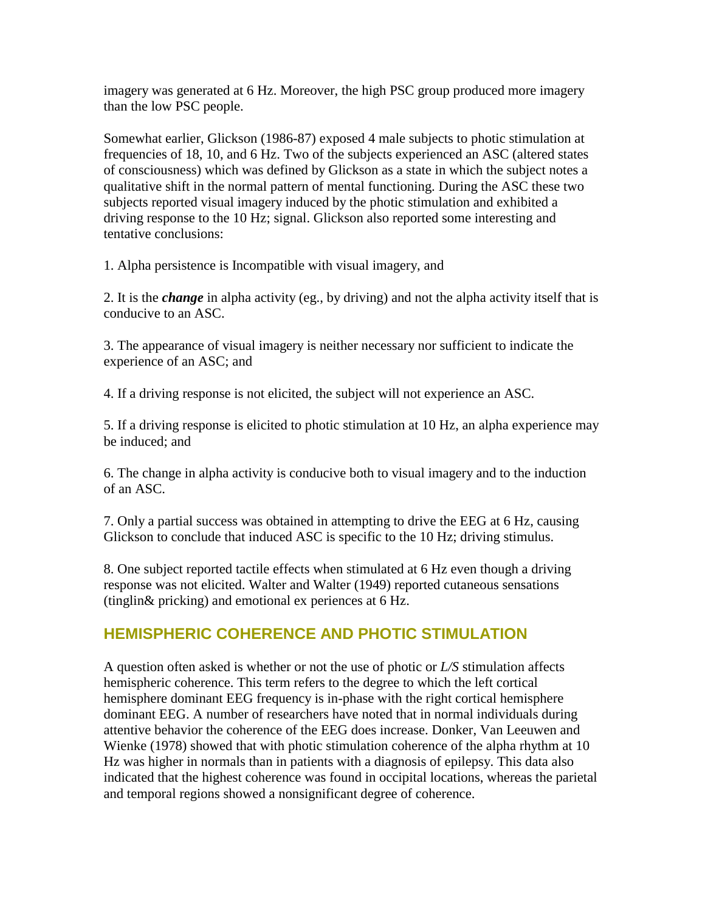imagery was generated at 6 Hz. Moreover, the high PSC group produced more imagery than the low PSC people.

Somewhat earlier, Glickson (1986-87) exposed 4 male subjects to photic stimulation at frequencies of 18, 10, and 6 Hz. Two of the subjects experienced an ASC (altered states of consciousness) which was defined by Glickson as a state in which the subject notes a qualitative shift in the normal pattern of mental functioning. During the ASC these two subjects reported visual imagery induced by the photic stimulation and exhibited a driving response to the 10 Hz; signal. Glickson also reported some interesting and tentative conclusions:

1. Alpha persistence is Incompatible with visual imagery, and

2. It is the ***change*** in alpha activity (eg., by driving) and not the alpha activity itself that is conducive to an ASC.

3. The appearance of visual imagery is neither necessary nor sufficient to indicate the experience of an ASC; and

4. If a driving response is not elicited, the subject will not experience an ASC.

5. If a driving response is elicited to photic stimulation at 10 Hz, an alpha experience may be induced; and

6. The change in alpha activity is conducive both to visual imagery and to the induction of an ASC.

7. Only a partial success was obtained in attempting to drive the EEG at 6 Hz, causing Glickson to conclude that induced ASC is specific to the 10 Hz; driving stimulus.

8. One subject reported tactile effects when stimulated at 6 Hz even though a driving response was not elicited. Walter and Walter (1949) reported cutaneous sensations (tinglin& pricking) and emotional ex periences at 6 Hz.

## HEMISPHERIC COHERENCE AND PHOTIC STIMULATION

A question often asked is whether or not the use of photic or *L/S* stimulation affects hemispheric coherence. This term refers to the degree to which the left cortical hemisphere dominant EEG frequency is in-phase with the right cortical hemisphere dominant EEG. A number of researchers have noted that in normal individuals during attentive behavior the coherence of the EEG does increase. Donker, Van Leeuwen and Wienke (1978) showed that with photic stimulation coherence of the alpha rhythm at 10 Hz was higher in normals than in patients with a diagnosis of epilepsy. This data also indicated that the highest coherence was found in occipital locations, whereas the parietal and temporal regions showed a nonsignificant degree of coherence.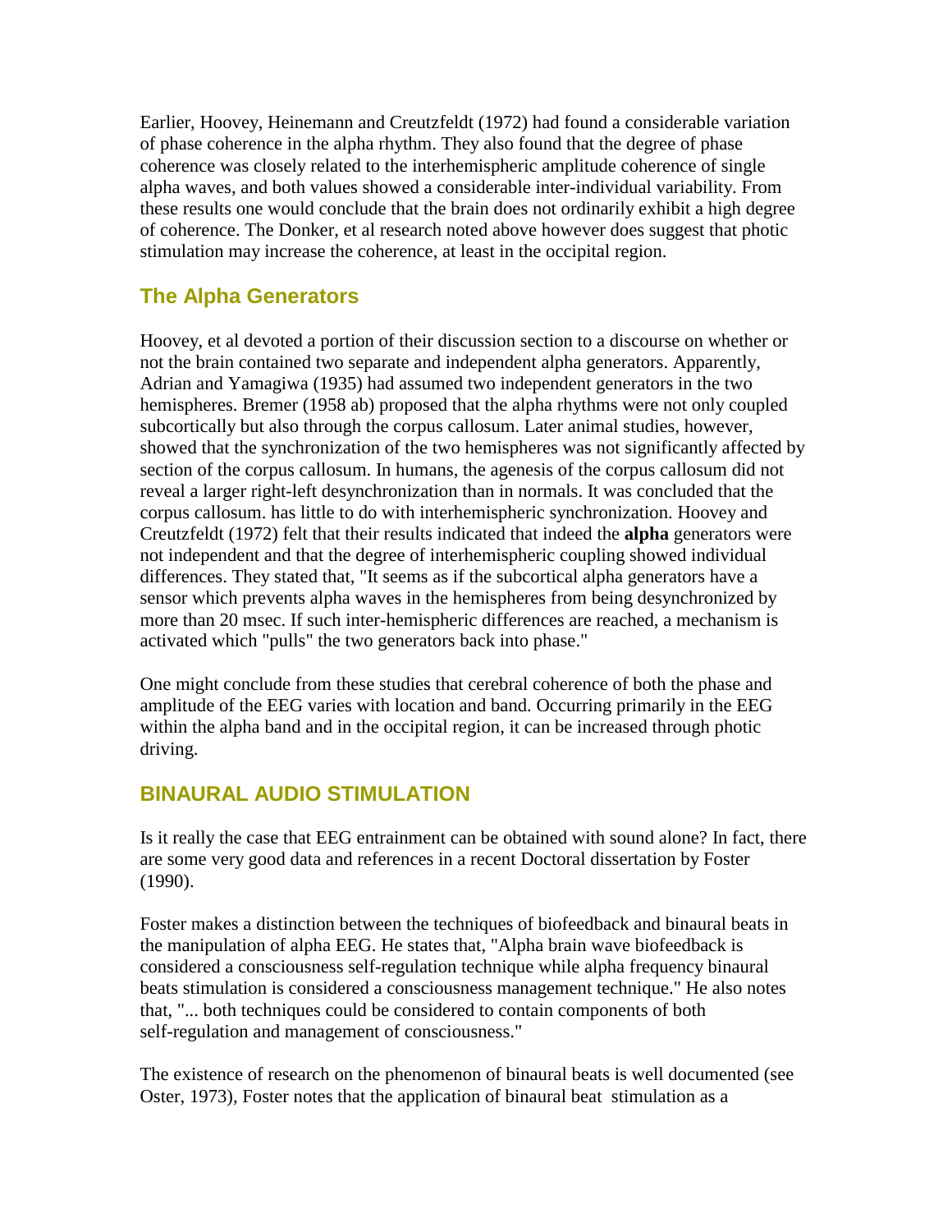Earlier, Hoovey, Heinemann and Creutzfeldt (1972) had found a considerable variation of phase coherence in the alpha rhythm. They also found that the degree of phase coherence was closely related to the interhemispheric amplitude coherence of single alpha waves, and both values showed a considerable inter-individual variability. From these results one would conclude that the brain does not ordinarily exhibit a high degree of coherence. The Donker, et al research noted above however does suggest that photic stimulation may increase the coherence, at least in the occipital region.

## The Alpha Generators

Hoovey, et al devoted a portion of their discussion section to a discourse on whether or not the brain contained two separate and independent alpha generators. Apparently, Adrian and Yamagiwa (1935) had assumed two independent generators in the two hemispheres. Bremer (1958 ab) proposed that the alpha rhythms were not only coupled subcortically but also through the corpus callosum. Later animal studies, however, showed that the synchronization of the two hemispheres was not significantly affected by section of the corpus callosum. In humans, the agenesis of the corpus callosum did not reveal a larger right-left desynchronization than in normals. It was concluded that the corpus callosum. has little to do with interhemispheric synchronization. Hoovey and Creutzfeldt (1972) felt that their results indicated that indeed the **alpha** generators were not independent and that the degree of interhemispheric coupling showed individual differences. They stated that, "It seems as if the subcortical alpha generators have a sensor which prevents alpha waves in the hemispheres from being desynchronized by more than 20 msec. If such inter-hemispheric differences are reached, a mechanism is activated which "pulls" the two generators back into phase."

One might conclude from these studies that cerebral coherence of both the phase and amplitude of the EEG varies with location and band. Occurring primarily in the EEG within the alpha band and in the occipital region, it can be increased through photic driving.

## BINAURAL AUDIO STIMULATION

Is it really the case that EEG entrainment can be obtained with sound alone? In fact, there are some very good data and references in a recent Doctoral dissertation by Foster (1990).

Foster makes a distinction between the techniques of biofeedback and binaural beats in the manipulation of alpha EEG. He states that, "Alpha brain wave biofeedback is considered a consciousness self-regulation technique while alpha frequency binaural beats stimulation is considered a consciousness management technique." He also notes that, "... both techniques could be considered to contain components of both self-regulation and management of consciousness."

The existence of research on the phenomenon of binaural beats is well documented (see Oster, 1973), Foster notes that the application of binaural beat stimulation as a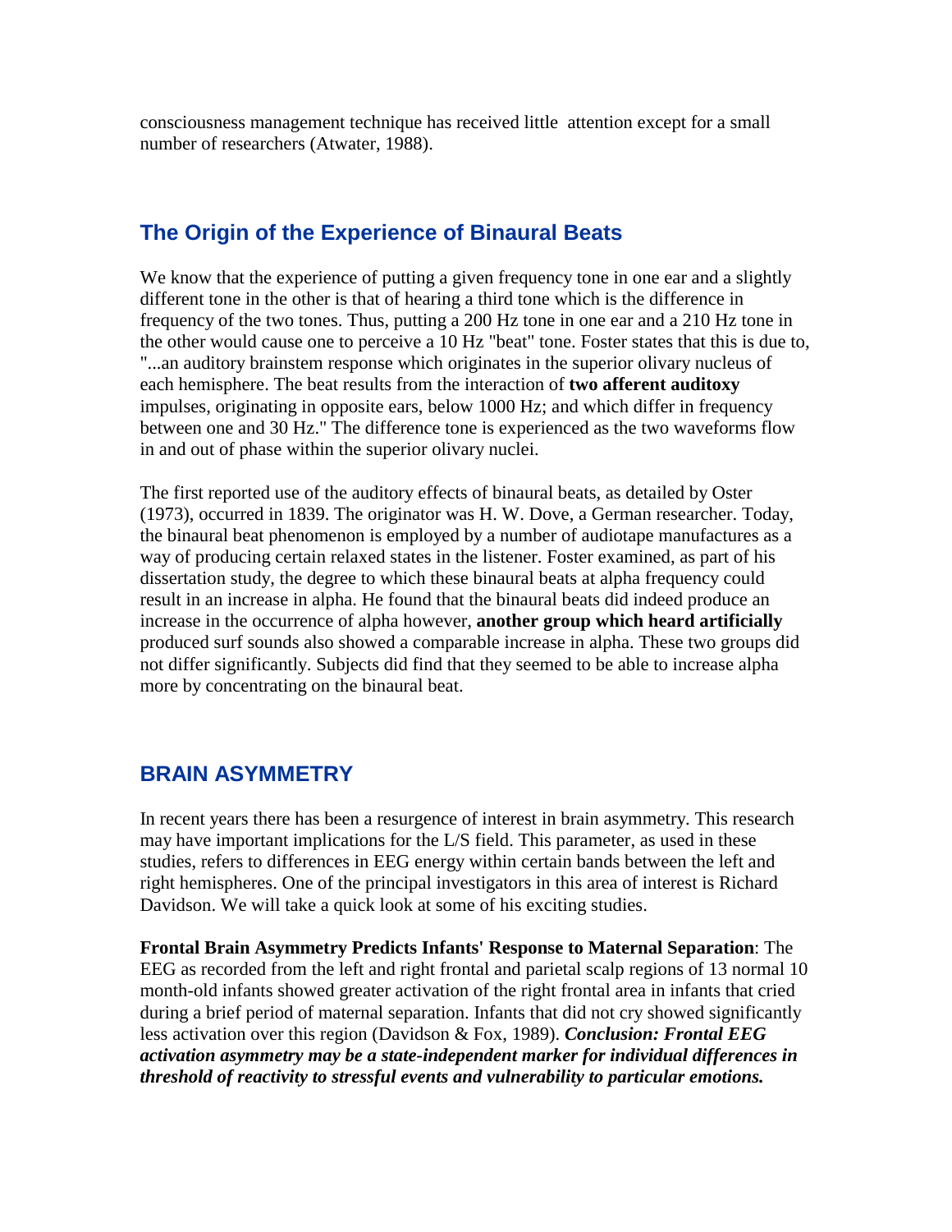consciousness management technique has received little attention except for a small number of researchers (Atwater, 1988).

## The Origin of the Experience of Binaural Beats

We know that the experience of putting a given frequency tone in one ear and a slightly different tone in the other is that of hearing a third tone which is the difference in frequency of the two tones. Thus, putting a 200 Hz tone in one ear and a 210 Hz tone in the other would cause one to perceive a 10 Hz "beat" tone. Foster states that this is due to, "...an auditory brainstem response which originates in the superior olivary nucleus of each hemisphere. The beat results from the interaction of **two afferent auditoxy** impulses, originating in opposite ears, below 1000 Hz; and which differ in frequency between one and 30 Hz." The difference tone is experienced as the two waveforms flow in and out of phase within the superior olivary nuclei.

The first reported use of the auditory effects of binaural beats, as detailed by Oster (1973), occurred in 1839. The originator was H. W. Dove, a German researcher. Today, the binaural beat phenomenon is employed by a number of audiotape manufactures as a way of producing certain relaxed states in the listener. Foster examined, as part of his dissertation study, the degree to which these binaural beats at alpha frequency could result in an increase in alpha. He found that the binaural beats did indeed produce an increase in the occurrence of alpha however, **another group which heard artificially** produced surf sounds also showed a comparable increase in alpha. These two groups did not differ significantly. Subjects did find that they seemed to be able to increase alpha more by concentrating on the binaural beat.

## BRAIN ASYMMETRY

In recent years there has been a resurgence of interest in brain asymmetry. This research may have important implications for the L/S field. This parameter, as used in these studies, refers to differences in EEG energy within certain bands between the left and right hemispheres. One of the principal investigators in this area of interest is Richard Davidson. We will take a quick look at some of his exciting studies.

**Frontal Brain Asymmetry Predicts Infants' Response to Maternal Separation**: The EEG as recorded from the left and right frontal and parietal scalp regions of 13 normal 10 month-old infants showed greater activation of the right frontal area in infants that cried during a brief period of maternal separation. Infants that did not cry showed significantly less activation over this region (Davidson & Fox, 1989). ***Conclusion: Frontal EEG activation asymmetry may be a state-independent marker for individual differences in threshold of reactivity to stressful events and vulnerability to particular emotions.***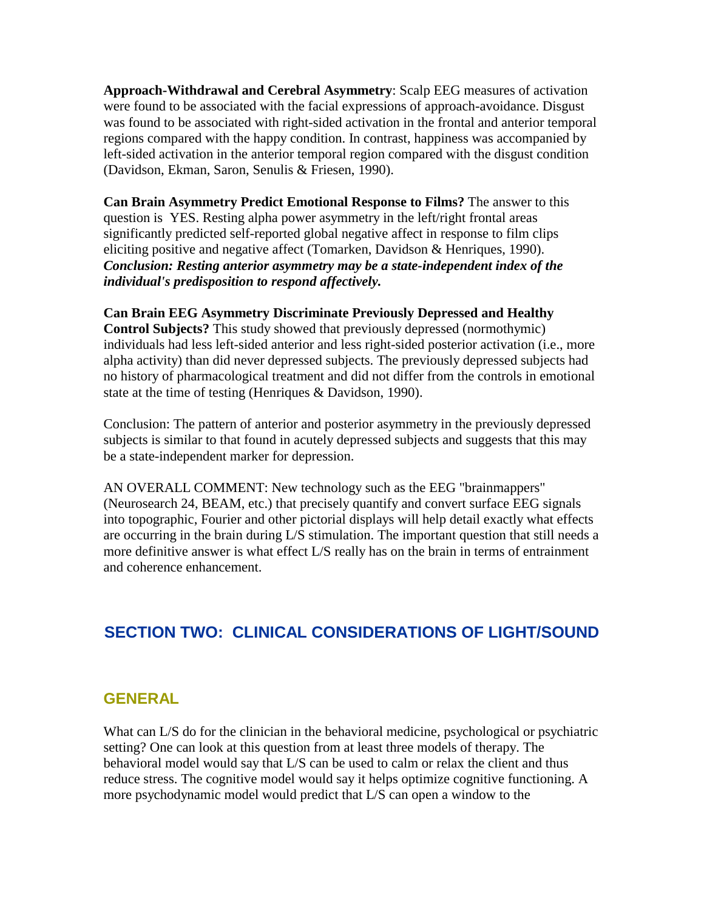**Approach-Withdrawal and Cerebral Asymmetry**: Scalp EEG measures of activation were found to be associated with the facial expressions of approach-avoidance. Disgust was found to be associated with right-sided activation in the frontal and anterior temporal regions compared with the happy condition. In contrast, happiness was accompanied by left-sided activation in the anterior temporal region compared with the disgust condition (Davidson, Ekman, Saron, Senulis & Friesen, 1990).

**Can Brain Asymmetry Predict Emotional Response to Films?** The answer to this question is YES. Resting alpha power asymmetry in the left/right frontal areas significantly predicted self-reported global negative affect in response to film clips eliciting positive and negative affect (Tomarken, Davidson & Henriques, 1990). ***Conclusion: Resting anterior asymmetry may be a state-independent index of the individual's predisposition to respond affectively.***

**Can Brain EEG Asymmetry Discriminate Previously Depressed and Healthy Control Subjects?** This study showed that previously depressed (normothymic) individuals had less left-sided anterior and less right-sided posterior activation (i.e., more alpha activity) than did never depressed subjects. The previously depressed subjects had no history of pharmacological treatment and did not differ from the controls in emotional state at the time of testing (Henriques & Davidson, 1990).

Conclusion: The pattern of anterior and posterior asymmetry in the previously depressed subjects is similar to that found in acutely depressed subjects and suggests that this may be a state-independent marker for depression.

AN OVERALL COMMENT: New technology such as the EEG "brainmappers" (Neurosearch 24, BEAM, etc.) that precisely quantify and convert surface EEG signals into topographic, Fourier and other pictorial displays will help detail exactly what effects are occurring in the brain during L/S stimulation. The important question that still needs a more definitive answer is what effect L/S really has on the brain in terms of entrainment and coherence enhancement.

## SECTION TWO: CLINICAL CONSIDERATIONS OF LIGHT/SOUND

### GENERAL

What can L/S do for the clinician in the behavioral medicine, psychological or psychiatric setting? One can look at this question from at least three models of therapy. The behavioral model would say that L/S can be used to calm or relax the client and thus reduce stress. The cognitive model would say it helps optimize cognitive functioning. A more psychodynamic model would predict that L/S can open a window to the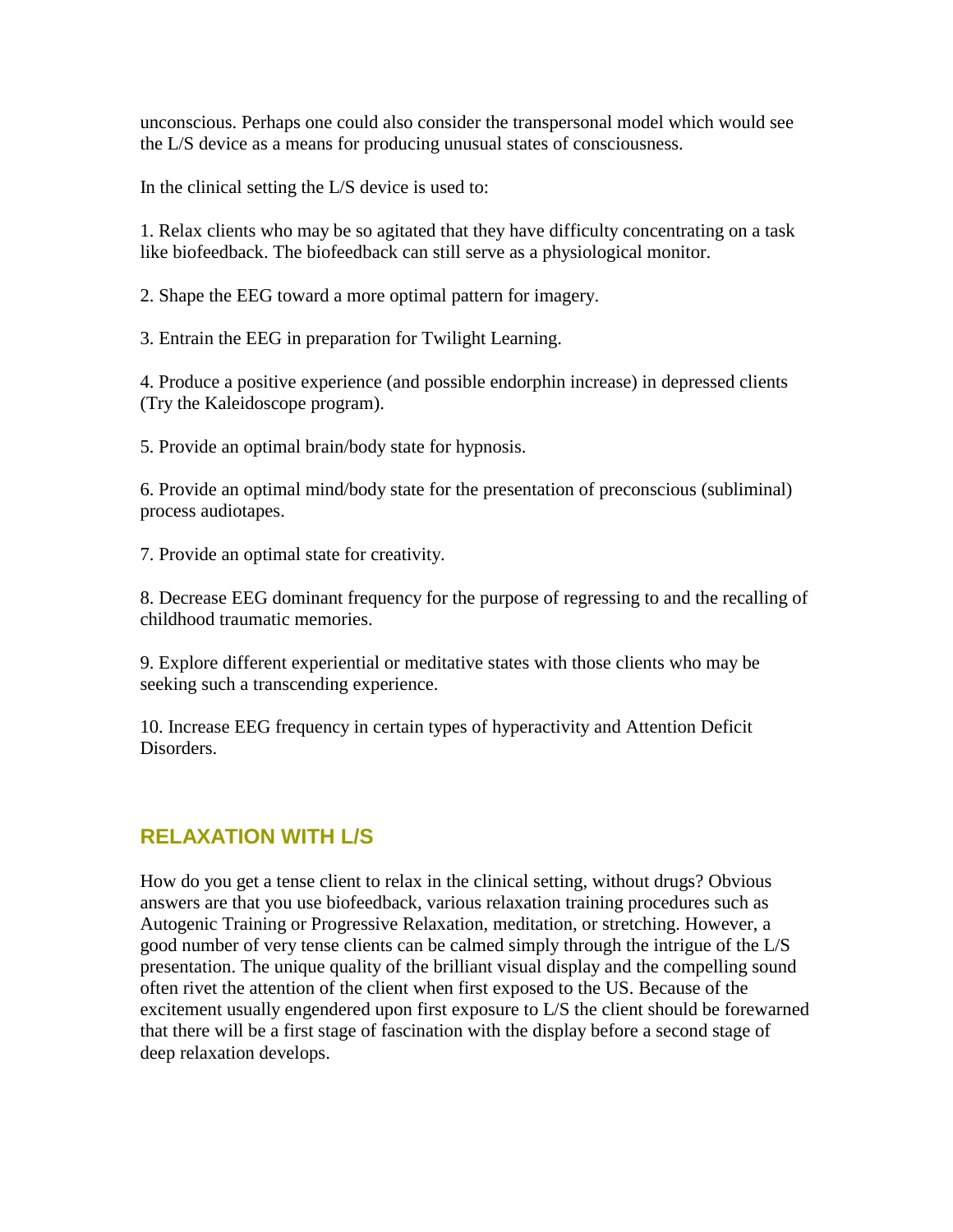unconscious. Perhaps one could also consider the transpersonal model which would see the L/S device as a means for producing unusual states of consciousness.

In the clinical setting the L/S device is used to:

1. Relax clients who may be so agitated that they have difficulty concentrating on a task like biofeedback. The biofeedback can still serve as a physiological monitor.

2. Shape the EEG toward a more optimal pattern for imagery.

3. Entrain the EEG in preparation for Twilight Learning.

4. Produce a positive experience (and possible endorphin increase) in depressed clients (Try the Kaleidoscope program).

5. Provide an optimal brain/body state for hypnosis.

6. Provide an optimal mind/body state for the presentation of preconscious (subliminal) process audiotapes.

7. Provide an optimal state for creativity.

8. Decrease EEG dominant frequency for the purpose of regressing to and the recalling of childhood traumatic memories.

9. Explore different experiential or meditative states with those clients who may be seeking such a transcending experience.

10. Increase EEG frequency in certain types of hyperactivity and Attention Deficit Disorders.

## RELAXATION WITH L/S

How do you get a tense client to relax in the clinical setting, without drugs? Obvious answers are that you use biofeedback, various relaxation training procedures such as Autogenic Training or Progressive Relaxation, meditation, or stretching. However, a good number of very tense clients can be calmed simply through the intrigue of the L/S presentation. The unique quality of the brilliant visual display and the compelling sound often rivet the attention of the client when first exposed to the US. Because of the excitement usually engendered upon first exposure to L/S the client should be forewarned that there will be a first stage of fascination with the display before a second stage of deep relaxation develops.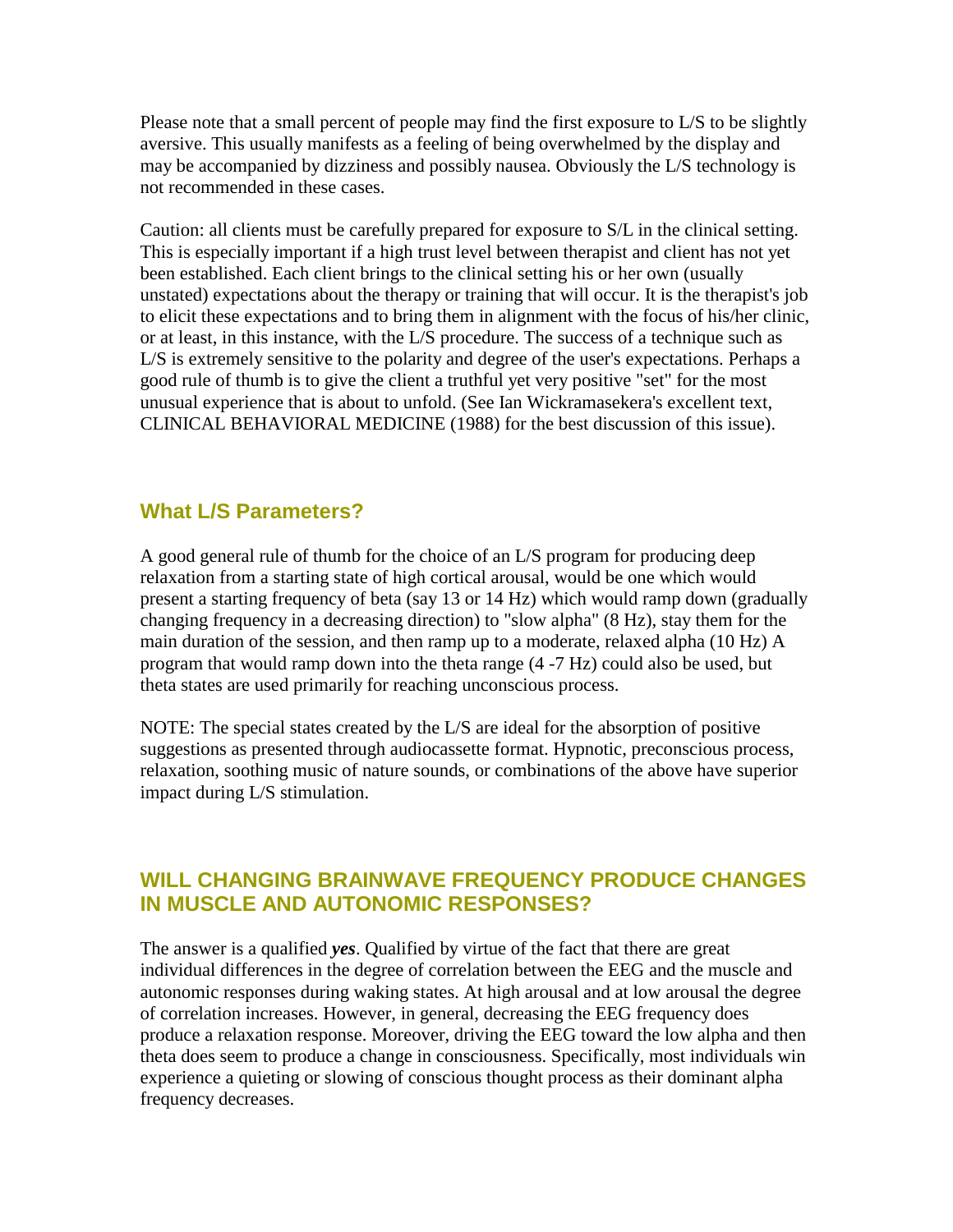Please note that a small percent of people may find the first exposure to L/S to be slightly aversive. This usually manifests as a feeling of being overwhelmed by the display and may be accompanied by dizziness and possibly nausea. Obviously the L/S technology is not recommended in these cases.

Caution: all clients must be carefully prepared for exposure to S/L in the clinical setting. This is especially important if a high trust level between therapist and client has not yet been established. Each client brings to the clinical setting his or her own (usually unstated) expectations about the therapy or training that will occur. It is the therapist's job to elicit these expectations and to bring them in alignment with the focus of his/her clinic, or at least, in this instance, with the L/S procedure. The success of a technique such as L/S is extremely sensitive to the polarity and degree of the user's expectations. Perhaps a good rule of thumb is to give the client a truthful yet very positive "set" for the most unusual experience that is about to unfold. (See Ian Wickramasekera's excellent text, CLINICAL BEHAVIORAL MEDICINE (1988) for the best discussion of this issue).

## What L/S Parameters?

A good general rule of thumb for the choice of an L/S program for producing deep relaxation from a starting state of high cortical arousal, would be one which would present a starting frequency of beta (say 13 or 14 Hz) which would ramp down (gradually changing frequency in a decreasing direction) to "slow alpha" (8 Hz), stay them for the main duration of the session, and then ramp up to a moderate, relaxed alpha (10 Hz) A program that would ramp down into the theta range (4 -7 Hz) could also be used, but theta states are used primarily for reaching unconscious process.

NOTE: The special states created by the L/S are ideal for the absorption of positive suggestions as presented through audiocassette format. Hypnotic, preconscious process, relaxation, soothing music of nature sounds, or combinations of the above have superior impact during L/S stimulation.

## WILL CHANGING BRAINWAVE FREQUENCY PRODUCE CHANGES IN MUSCLE AND AUTONOMIC RESPONSES?

The answer is a qualified ***yes***. Qualified by virtue of the fact that there are great individual differences in the degree of correlation between the EEG and the muscle and autonomic responses during waking states. At high arousal and at low arousal the degree of correlation increases. However, in general, decreasing the EEG frequency does produce a relaxation response. Moreover, driving the EEG toward the low alpha and then theta does seem to produce a change in consciousness. Specifically, most individuals win experience a quieting or slowing of conscious thought process as their dominant alpha frequency decreases.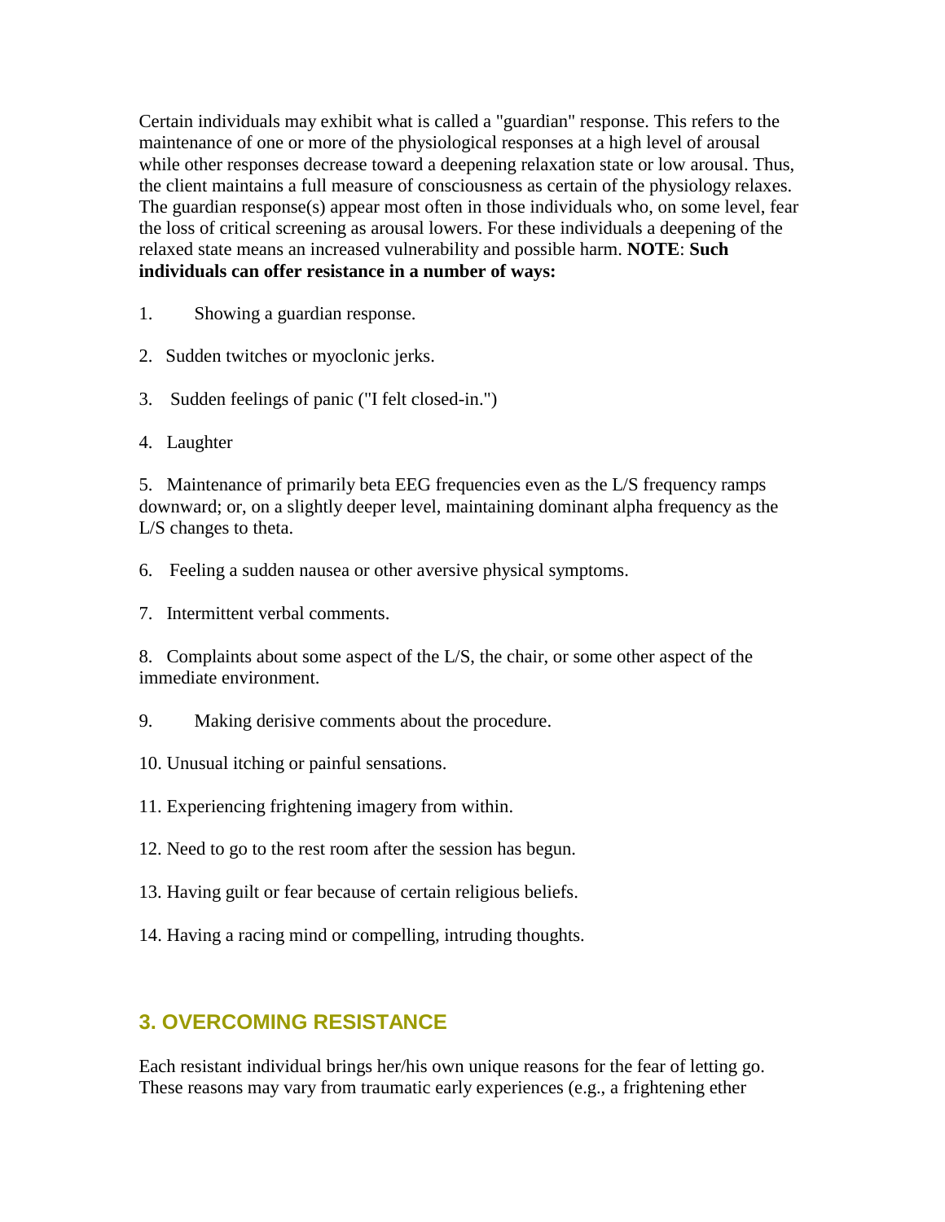Certain individuals may exhibit what is called a "guardian" response. This refers to the maintenance of one or more of the physiological responses at a high level of arousal while other responses decrease toward a deepening relaxation state or low arousal. Thus, the client maintains a full measure of consciousness as certain of the physiology relaxes. The guardian response(s) appear most often in those individuals who, on some level, fear the loss of critical screening as arousal lowers. For these individuals a deepening of the relaxed state means an increased vulnerability and possible harm. **NOTE**: **Such individuals can offer resistance in a number of ways:**

1. Showing a guardian response.

2. Sudden twitches or myoclonic jerks.

3. Sudden feelings of panic ("I felt closed-in.")

4. Laughter

5. Maintenance of primarily beta EEG frequencies even as the L/S frequency ramps downward; or, on a slightly deeper level, maintaining dominant alpha frequency as the L/S changes to theta.

6. Feeling a sudden nausea or other aversive physical symptoms.

7. Intermittent verbal comments.

8. Complaints about some aspect of the L/S, the chair, or some other aspect of the immediate environment.

9. Making derisive comments about the procedure.

10. Unusual itching or painful sensations.

11. Experiencing frightening imagery from within.

12. Need to go to the rest room after the session has begun.

13. Having guilt or fear because of certain religious beliefs.

14. Having a racing mind or compelling, intruding thoughts.

## 3. OVERCOMING RESISTANCE

Each resistant individual brings her/his own unique reasons for the fear of letting go. These reasons may vary from traumatic early experiences (e.g., a frightening ether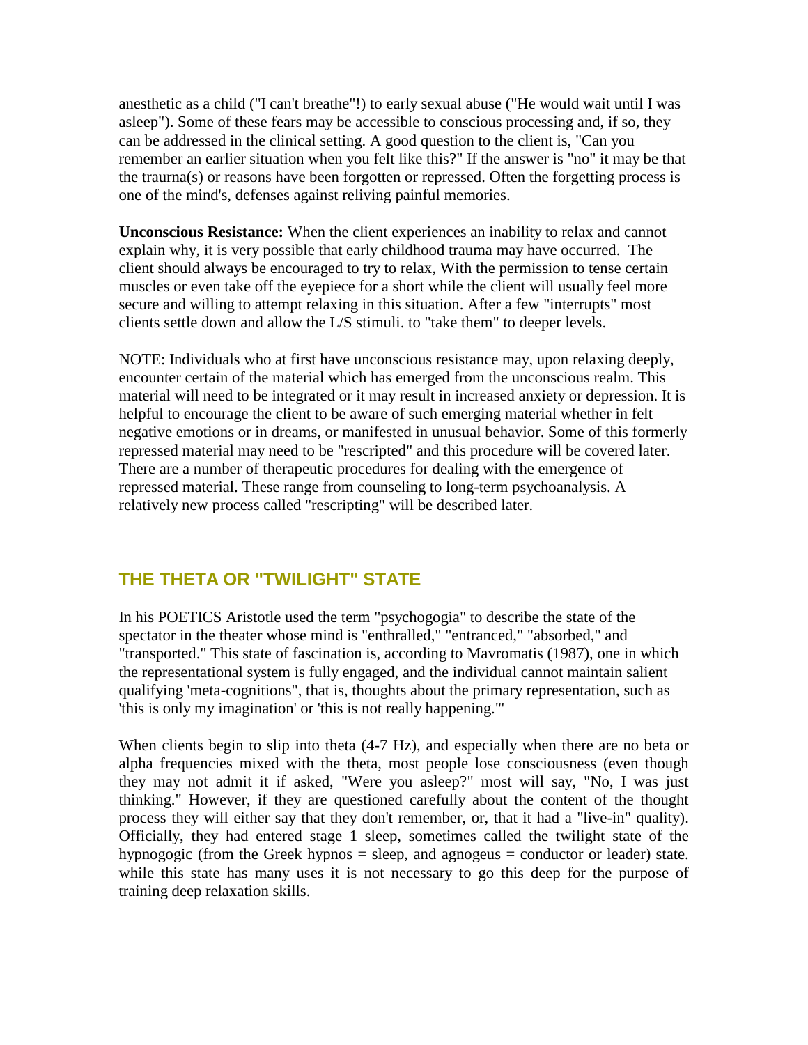anesthetic as a child ("I can't breathe"!) to early sexual abuse ("He would wait until I was asleep"). Some of these fears may be accessible to conscious processing and, if so, they can be addressed in the clinical setting. A good question to the client is, "Can you remember an earlier situation when you felt like this?" If the answer is "no" it may be that the traurna(s) or reasons have been forgotten or repressed. Often the forgetting process is one of the mind's, defenses against reliving painful memories.

**Unconscious Resistance:** When the client experiences an inability to relax and cannot explain why, it is very possible that early childhood trauma may have occurred. The client should always be encouraged to try to relax, With the permission to tense certain muscles or even take off the eyepiece for a short while the client will usually feel more secure and willing to attempt relaxing in this situation. After a few "interrupts" most clients settle down and allow the L/S stimuli. to "take them" to deeper levels.

NOTE: Individuals who at first have unconscious resistance may, upon relaxing deeply, encounter certain of the material which has emerged from the unconscious realm. This material will need to be integrated or it may result in increased anxiety or depression. It is helpful to encourage the client to be aware of such emerging material whether in felt negative emotions or in dreams, or manifested in unusual behavior. Some of this formerly repressed material may need to be "rescripted" and this procedure will be covered later. There are a number of therapeutic procedures for dealing with the emergence of repressed material. These range from counseling to long-term psychoanalysis. A relatively new process called "rescripting" will be described later.

## THE THETA OR "TWILIGHT" STATE

In his POETICS Aristotle used the term "psychogogia" to describe the state of the spectator in the theater whose mind is "enthralled," "entranced," "absorbed," and "transported." This state of fascination is, according to Mavromatis (1987), one in which the representational system is fully engaged, and the individual cannot maintain salient qualifying 'meta-cognitions", that is, thoughts about the primary representation, such as 'this is only my imagination' or 'this is not really happening.'"

When clients begin to slip into theta (4-7 Hz), and especially when there are no beta or alpha frequencies mixed with the theta, most people lose consciousness (even though they may not admit it if asked, "Were you asleep?" most will say, "No, I was just thinking." However, if they are questioned carefully about the content of the thought process they will either say that they don't remember, or, that it had a "live-in" quality). Officially, they had entered stage 1 sleep, sometimes called the twilight state of the hypnogogic (from the Greek hypnos = sleep, and agnogeus = conductor or leader) state. while this state has many uses it is not necessary to go this deep for the purpose of training deep relaxation skills.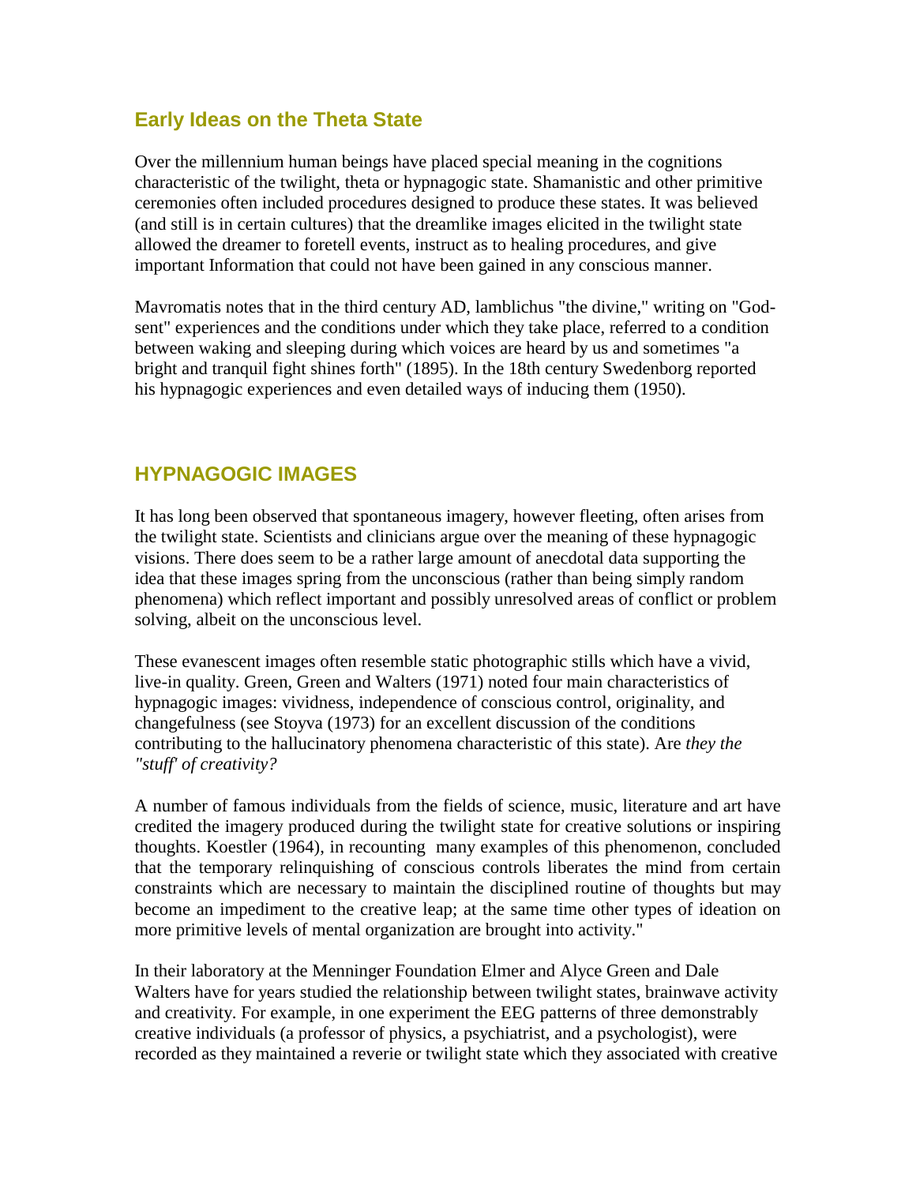## Early Ideas on the Theta State

Over the millennium human beings have placed special meaning in the cognitions characteristic of the twilight, theta or hypnagogic state. Shamanistic and other primitive ceremonies often included procedures designed to produce these states. It was believed (and still is in certain cultures) that the dreamlike images elicited in the twilight state allowed the dreamer to foretell events, instruct as to healing procedures, and give important Information that could not have been gained in any conscious manner.

Mavromatis notes that in the third century AD, lamblichus "the divine," writing on "God-sent" experiences and the conditions under which they take place, referred to a condition between waking and sleeping during which voices are heard by us and sometimes "a bright and tranquil fight shines forth" (1895). In the 18th century Swedenborg reported his hypnagogic experiences and even detailed ways of inducing them (1950).

## HYPNAGOGIC IMAGES

It has long been observed that spontaneous imagery, however fleeting, often arises from the twilight state. Scientists and clinicians argue over the meaning of these hypnagogic visions. There does seem to be a rather large amount of anecdotal data supporting the idea that these images spring from the unconscious (rather than being simply random phenomena) which reflect important and possibly unresolved areas of conflict or problem solving, albeit on the unconscious level.

These evanescent images often resemble static photographic stills which have a vivid, live-in quality. Green, Green and Walters (1971) noted four main characteristics of hypnagogic images: vividness, independence of conscious control, originality, and changefulness (see Stoyva (1973) for an excellent discussion of the conditions contributing to the hallucinatory phenomena characteristic of this state). Are *they the "stuff' of creativity?*

A number of famous individuals from the fields of science, music, literature and art have credited the imagery produced during the twilight state for creative solutions or inspiring thoughts. Koestler (1964), in recounting many examples of this phenomenon, concluded that the temporary relinquishing of conscious controls liberates the mind from certain constraints which are necessary to maintain the disciplined routine of thoughts but may become an impediment to the creative leap; at the same time other types of ideation on more primitive levels of mental organization are brought into activity."

In their laboratory at the Menninger Foundation Elmer and Alyce Green and Dale Walters have for years studied the relationship between twilight states, brainwave activity and creativity. For example, in one experiment the EEG patterns of three demonstrably creative individuals (a professor of physics, a psychiatrist, and a psychologist), were recorded as they maintained a reverie or twilight state which they associated with creative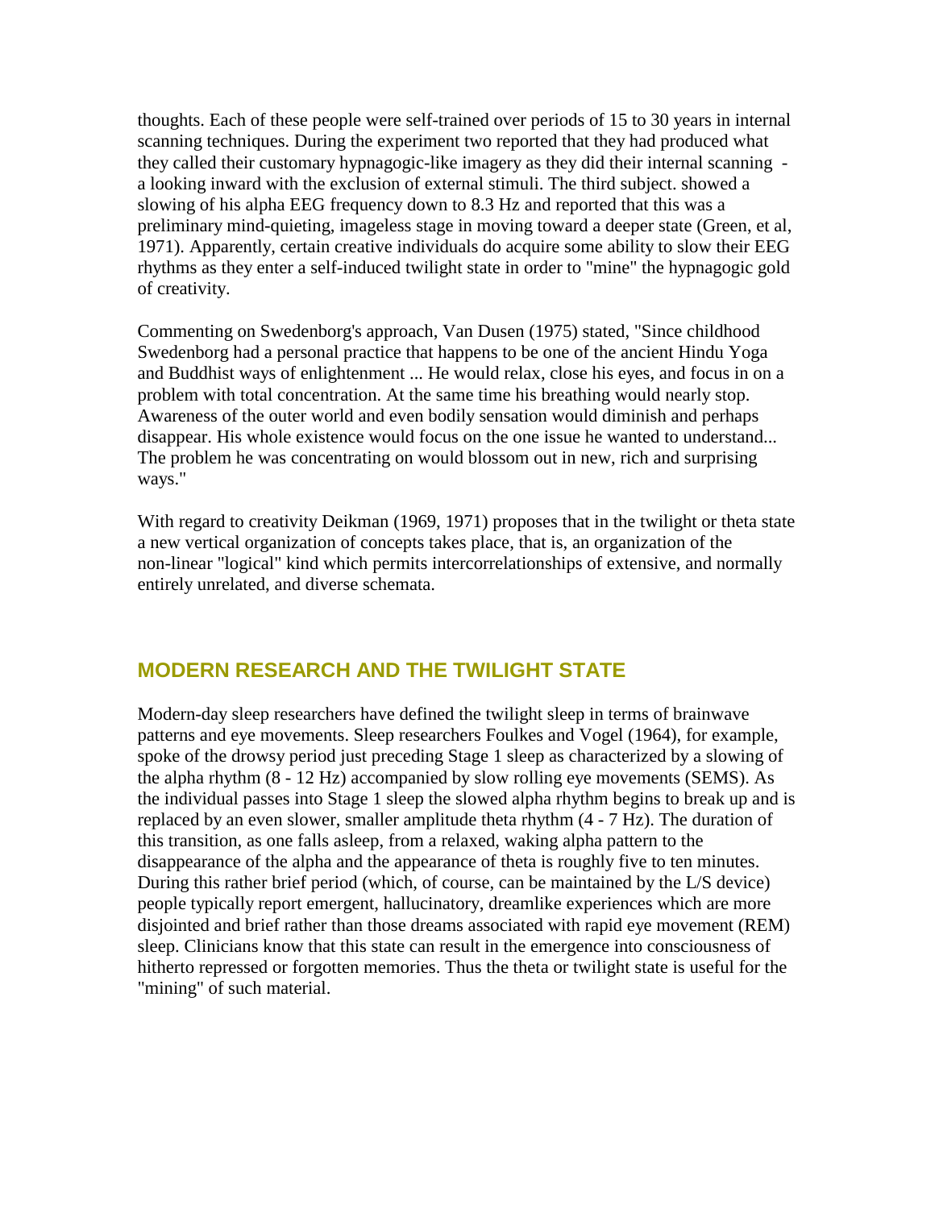thoughts. Each of these people were self-trained over periods of 15 to 30 years in internal scanning techniques. During the experiment two reported that they had produced what they called their customary hypnagogic-like imagery as they did their internal scanning - a looking inward with the exclusion of external stimuli. The third subject. showed a slowing of his alpha EEG frequency down to 8.3 Hz and reported that this was a preliminary mind-quieting, imageless stage in moving toward a deeper state (Green, et al, 1971). Apparently, certain creative individuals do acquire some ability to slow their EEG rhythms as they enter a self-induced twilight state in order to "mine" the hypnagogic gold of creativity.

Commenting on Swedenborg's approach, Van Dusen (1975) stated, "Since childhood Swedenborg had a personal practice that happens to be one of the ancient Hindu Yoga and Buddhist ways of enlightenment ... He would relax, close his eyes, and focus in on a problem with total concentration. At the same time his breathing would nearly stop. Awareness of the outer world and even bodily sensation would diminish and perhaps disappear. His whole existence would focus on the one issue he wanted to understand... The problem he was concentrating on would blossom out in new, rich and surprising ways."

With regard to creativity Deikman (1969, 1971) proposes that in the twilight or theta state a new vertical organization of concepts takes place, that is, an organization of the non-linear "logical" kind which permits intercorrelationships of extensive, and normally entirely unrelated, and diverse schemata.

## MODERN RESEARCH AND THE TWILIGHT STATE

Modern-day sleep researchers have defined the twilight sleep in terms of brainwave patterns and eye movements. Sleep researchers Foulkes and Vogel (1964), for example, spoke of the drowsy period just preceding Stage 1 sleep as characterized by a slowing of the alpha rhythm (8 - 12 Hz) accompanied by slow rolling eye movements (SEMS). As the individual passes into Stage 1 sleep the slowed alpha rhythm begins to break up and is replaced by an even slower, smaller amplitude theta rhythm (4 - 7 Hz). The duration of this transition, as one falls asleep, from a relaxed, waking alpha pattern to the disappearance of the alpha and the appearance of theta is roughly five to ten minutes. During this rather brief period (which, of course, can be maintained by the L/S device) people typically report emergent, hallucinatory, dreamlike experiences which are more disjointed and brief rather than those dreams associated with rapid eye movement (REM) sleep. Clinicians know that this state can result in the emergence into consciousness of hitherto repressed or forgotten memories. Thus the theta or twilight state is useful for the "mining" of such material.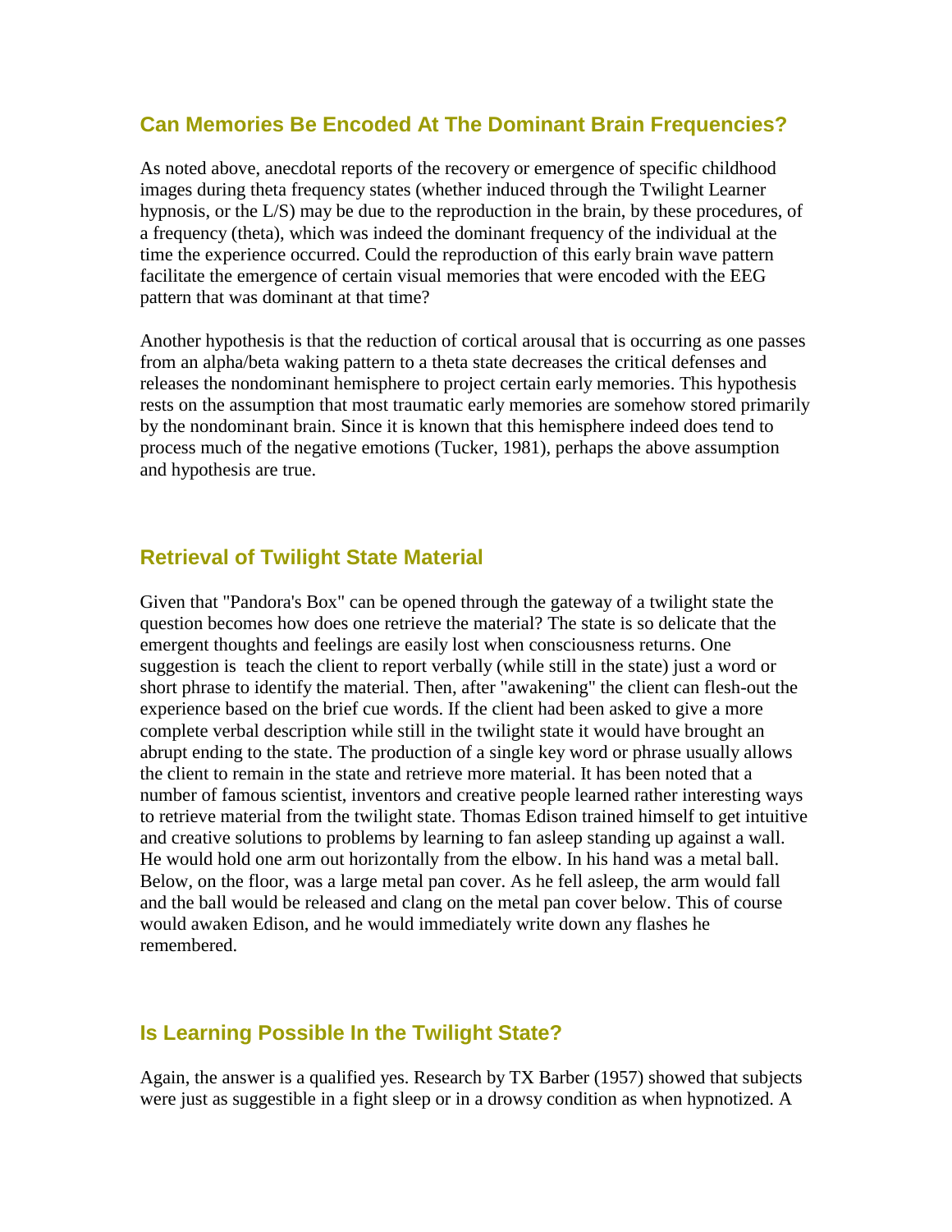## Can Memories Be Encoded At The Dominant Brain Frequencies?

As noted above, anecdotal reports of the recovery or emergence of specific childhood images during theta frequency states (whether induced through the Twilight Learner hypnosis, or the L/S) may be due to the reproduction in the brain, by these procedures, of a frequency (theta), which was indeed the dominant frequency of the individual at the time the experience occurred. Could the reproduction of this early brain wave pattern facilitate the emergence of certain visual memories that were encoded with the EEG pattern that was dominant at that time?

Another hypothesis is that the reduction of cortical arousal that is occurring as one passes from an alpha/beta waking pattern to a theta state decreases the critical defenses and releases the nondominant hemisphere to project certain early memories. This hypothesis rests on the assumption that most traumatic early memories are somehow stored primarily by the nondominant brain. Since it is known that this hemisphere indeed does tend to process much of the negative emotions (Tucker, 1981), perhaps the above assumption and hypothesis are true.

## Retrieval of Twilight State Material

Given that "Pandora's Box" can be opened through the gateway of a twilight state the question becomes how does one retrieve the material? The state is so delicate that the emergent thoughts and feelings are easily lost when consciousness returns. One suggestion is teach the client to report verbally (while still in the state) just a word or short phrase to identify the material. Then, after "awakening" the client can flesh-out the experience based on the brief cue words. If the client had been asked to give a more complete verbal description while still in the twilight state it would have brought an abrupt ending to the state. The production of a single key word or phrase usually allows the client to remain in the state and retrieve more material. It has been noted that a number of famous scientist, inventors and creative people learned rather interesting ways to retrieve material from the twilight state. Thomas Edison trained himself to get intuitive and creative solutions to problems by learning to fan asleep standing up against a wall. He would hold one arm out horizontally from the elbow. In his hand was a metal ball. Below, on the floor, was a large metal pan cover. As he fell asleep, the arm would fall and the ball would be released and clang on the metal pan cover below. This of course would awaken Edison, and he would immediately write down any flashes he remembered.

## Is Learning Possible In the Twilight State?

Again, the answer is a qualified yes. Research by TX Barber (1957) showed that subjects were just as suggestible in a fight sleep or in a drowsy condition as when hypnotized. A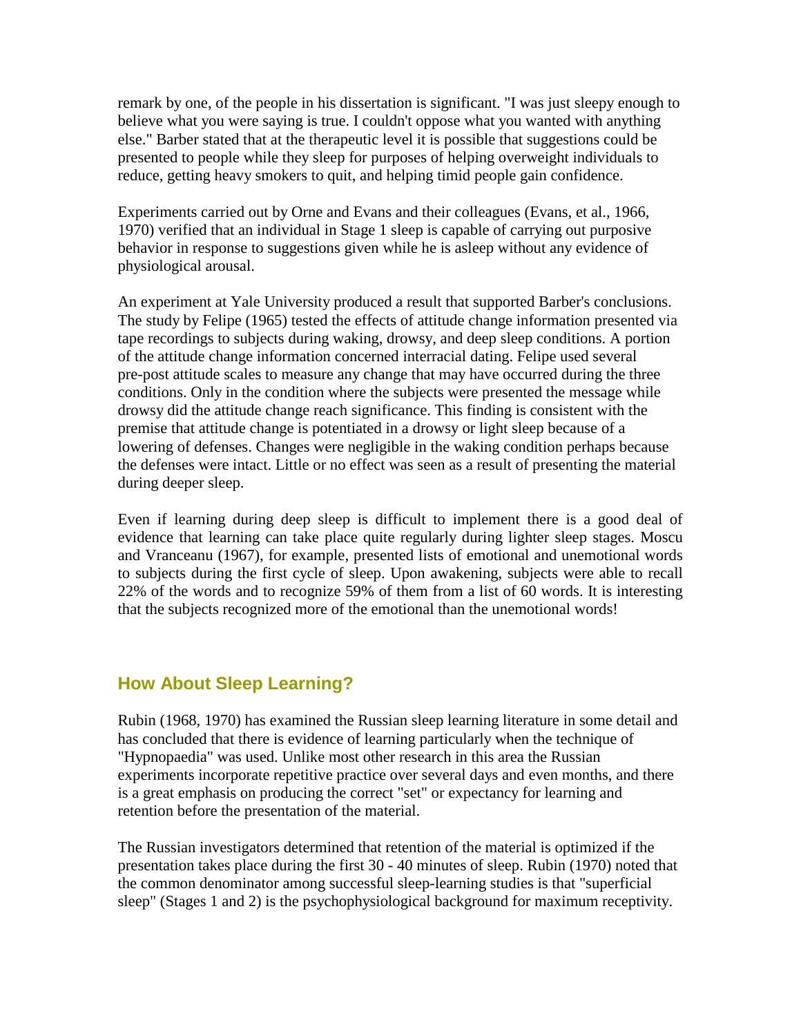remark by one, of the people in his dissertation is significant. "I was just sleepy enough to believe what you were saying is true. I couldn't oppose what you wanted with anything else." Barber stated that at the therapeutic level it is possible that suggestions could be presented to people while they sleep for purposes of helping overweight individuals to reduce, getting heavy smokers to quit, and helping timid people gain confidence.

Experiments carried out by Orne and Evans and their colleagues (Evans, et al., 1966, 1970) verified that an individual in Stage 1 sleep is capable of carrying out purposive behavior in response to suggestions given while he is asleep without any evidence of physiological arousal.

An experiment at Yale University produced a result that supported Barber's conclusions. The study by Felipe (1965) tested the effects of attitude change information presented via tape recordings to subjects during waking, drowsy, and deep sleep conditions. A portion of the attitude change information concerned interracial dating. Felipe used several pre-post attitude scales to measure any change that may have occurred during the three conditions. Only in the condition where the subjects were presented the message while drowsy did the attitude change reach significance. This finding is consistent with the premise that attitude change is potentiated in a drowsy or light sleep because of a lowering of defenses. Changes were negligible in the waking condition perhaps because the defenses were intact. Little or no effect was seen as a result of presenting the material during deeper sleep.

Even if learning during deep sleep is difficult to implement there is a good deal of evidence that learning can take place quite regularly during lighter sleep stages. Moscu and Vranceanu (1967), for example, presented lists of emotional and unemotional words to subjects during the first cycle of sleep. Upon awakening, subjects were able to recall 22% of the words and to recognize 59% of them from a list of 60 words. It is interesting that the subjects recognized more of the emotional than the unemotional words!

## How About Sleep Learning?

Rubin (1968, 1970) has examined the Russian sleep learning literature in some detail and has concluded that there is evidence of learning particularly when the technique of "Hypnopaedia" was used. Unlike most other research in this area the Russian experiments incorporate repetitive practice over several days and even months, and there is a great emphasis on producing the correct "set" or expectancy for learning and retention before the presentation of the material.

The Russian investigators determined that retention of the material is optimized if the presentation takes place during the first 30 - 40 minutes of sleep. Rubin (1970) noted that the common denominator among successful sleep-learning studies is that "superficial sleep" (Stages 1 and 2) is the psychophysiological background for maximum receptivity.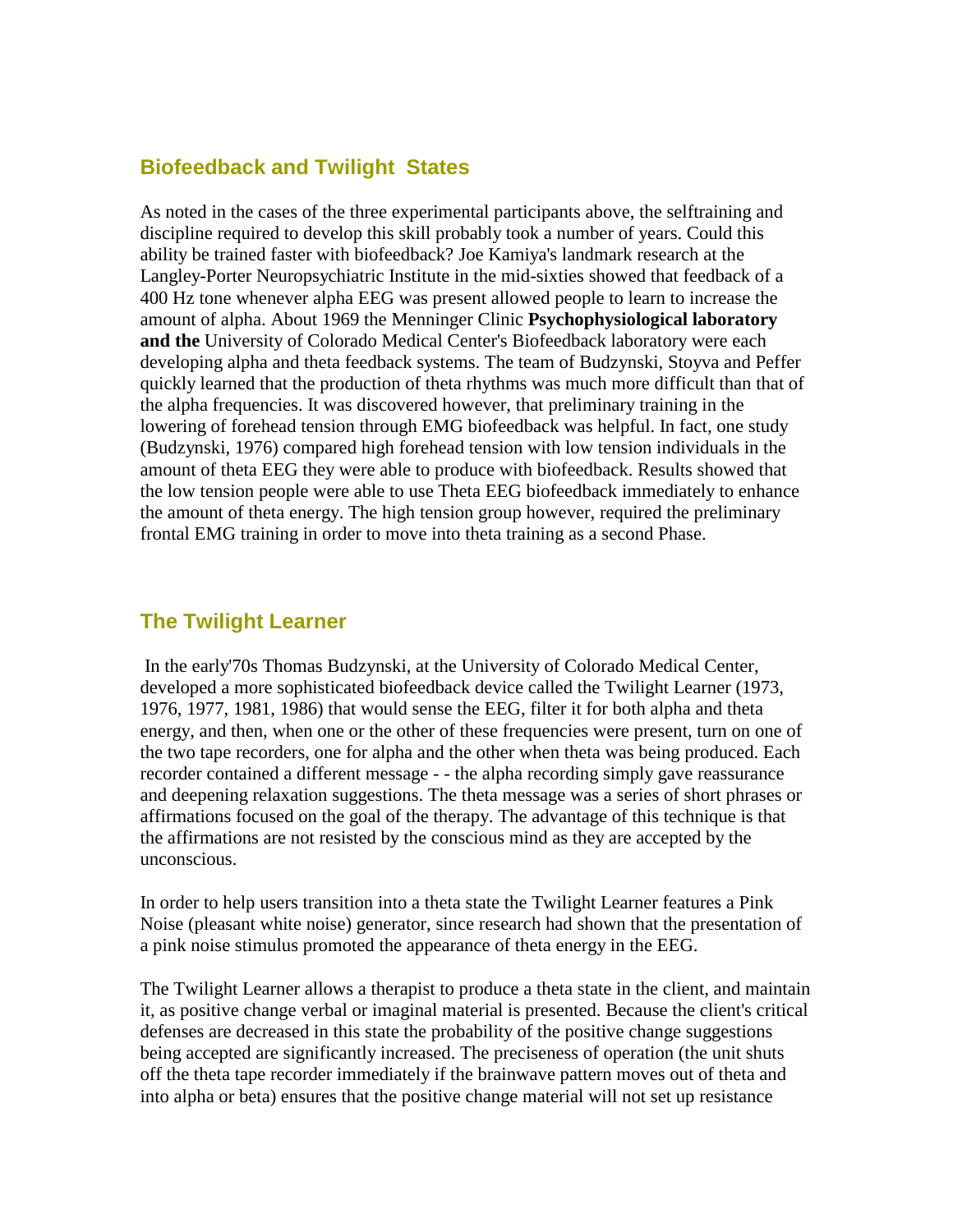## Biofeedback and Twilight States

As noted in the cases of the three experimental participants above, the selftraining and discipline required to develop this skill probably took a number of years. Could this ability be trained faster with biofeedback? Joe Kamiya's landmark research at the Langley-Porter Neuropsychiatric Institute in the mid-sixties showed that feedback of a 400 Hz tone whenever alpha EEG was present allowed people to learn to increase the amount of alpha. About 1969 the Menninger Clinic **Psychophysiological laboratory and the** University of Colorado Medical Center's Biofeedback laboratory were each developing alpha and theta feedback systems. The team of Budzynski, Stoyva and Peffer quickly learned that the production of theta rhythms was much more difficult than that of the alpha frequencies. It was discovered however, that preliminary training in the lowering of forehead tension through EMG biofeedback was helpful. In fact, one study (Budzynski, 1976) compared high forehead tension with low tension individuals in the amount of theta EEG they were able to produce with biofeedback. Results showed that the low tension people were able to use Theta EEG biofeedback immediately to enhance the amount of theta energy. The high tension group however, required the preliminary frontal EMG training in order to move into theta training as a second Phase.

## The Twilight Learner

In the early'70s Thomas Budzynski, at the University of Colorado Medical Center, developed a more sophisticated biofeedback device called the Twilight Learner (1973, 1976, 1977, 1981, 1986) that would sense the EEG, filter it for both alpha and theta energy, and then, when one or the other of these frequencies were present, turn on one of the two tape recorders, one for alpha and the other when theta was being produced. Each recorder contained a different message - - the alpha recording simply gave reassurance and deepening relaxation suggestions. The theta message was a series of short phrases or affirmations focused on the goal of the therapy. The advantage of this technique is that the affirmations are not resisted by the conscious mind as they are accepted by the unconscious.

In order to help users transition into a theta state the Twilight Learner features a Pink Noise (pleasant white noise) generator, since research had shown that the presentation of a pink noise stimulus promoted the appearance of theta energy in the EEG.

The Twilight Learner allows a therapist to produce a theta state in the client, and maintain it, as positive change verbal or imaginal material is presented. Because the client's critical defenses are decreased in this state the probability of the positive change suggestions being accepted are significantly increased. The preciseness of operation (the unit shuts off the theta tape recorder immediately if the brainwave pattern moves out of theta and into alpha or beta) ensures that the positive change material will not set up resistance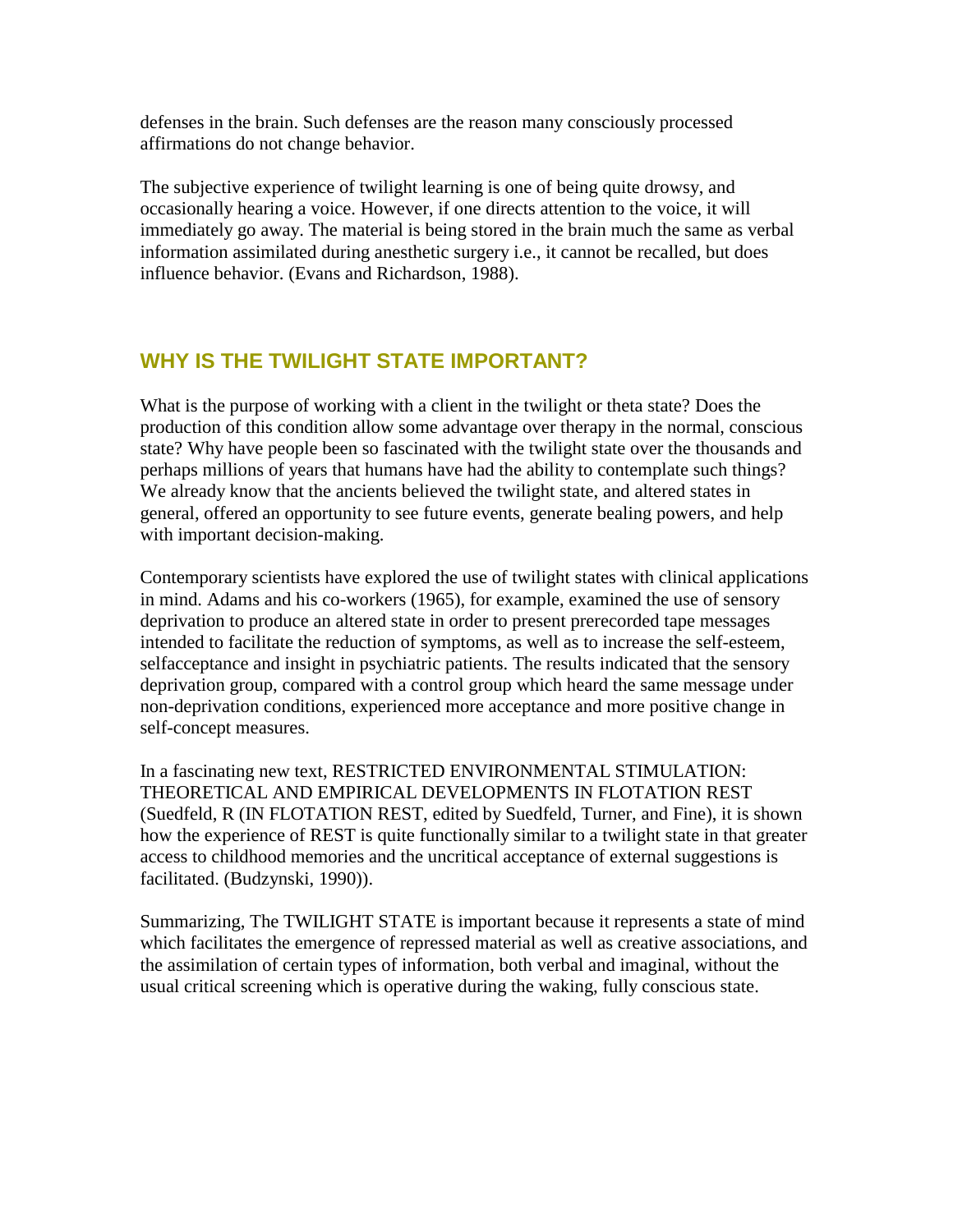defenses in the brain. Such defenses are the reason many consciously processed affirmations do not change behavior.

The subjective experience of twilight learning is one of being quite drowsy, and occasionally hearing a voice. However, if one directs attention to the voice, it will immediately go away. The material is being stored in the brain much the same as verbal information assimilated during anesthetic surgery i.e., it cannot be recalled, but does influence behavior. (Evans and Richardson, 1988).

## WHY IS THE TWILIGHT STATE IMPORTANT?

What is the purpose of working with a client in the twilight or theta state? Does the production of this condition allow some advantage over therapy in the normal, conscious state? Why have people been so fascinated with the twilight state over the thousands and perhaps millions of years that humans have had the ability to contemplate such things? We already know that the ancients believed the twilight state, and altered states in general, offered an opportunity to see future events, generate bealing powers, and help with important decision-making.

Contemporary scientists have explored the use of twilight states with clinical applications in mind. Adams and his co-workers (1965), for example, examined the use of sensory deprivation to produce an altered state in order to present prerecorded tape messages intended to facilitate the reduction of symptoms, as well as to increase the self-esteem, selfacceptance and insight in psychiatric patients. The results indicated that the sensory deprivation group, compared with a control group which heard the same message under non-deprivation conditions, experienced more acceptance and more positive change in self-concept measures.

In a fascinating new text, RESTRICTED ENVIRONMENTAL STIMULATION: THEORETICAL AND EMPIRICAL DEVELOPMENTS IN FLOTATION REST (Suedfeld, R (IN FLOTATION REST, edited by Suedfeld, Turner, and Fine), it is shown how the experience of REST is quite functionally similar to a twilight state in that greater access to childhood memories and the uncritical acceptance of external suggestions is facilitated. (Budzynski, 1990)).

Summarizing, The TWILIGHT STATE is important because it represents a state of mind which facilitates the emergence of repressed material as well as creative associations, and the assimilation of certain types of information, both verbal and imaginal, without the usual critical screening which is operative during the waking, fully conscious state.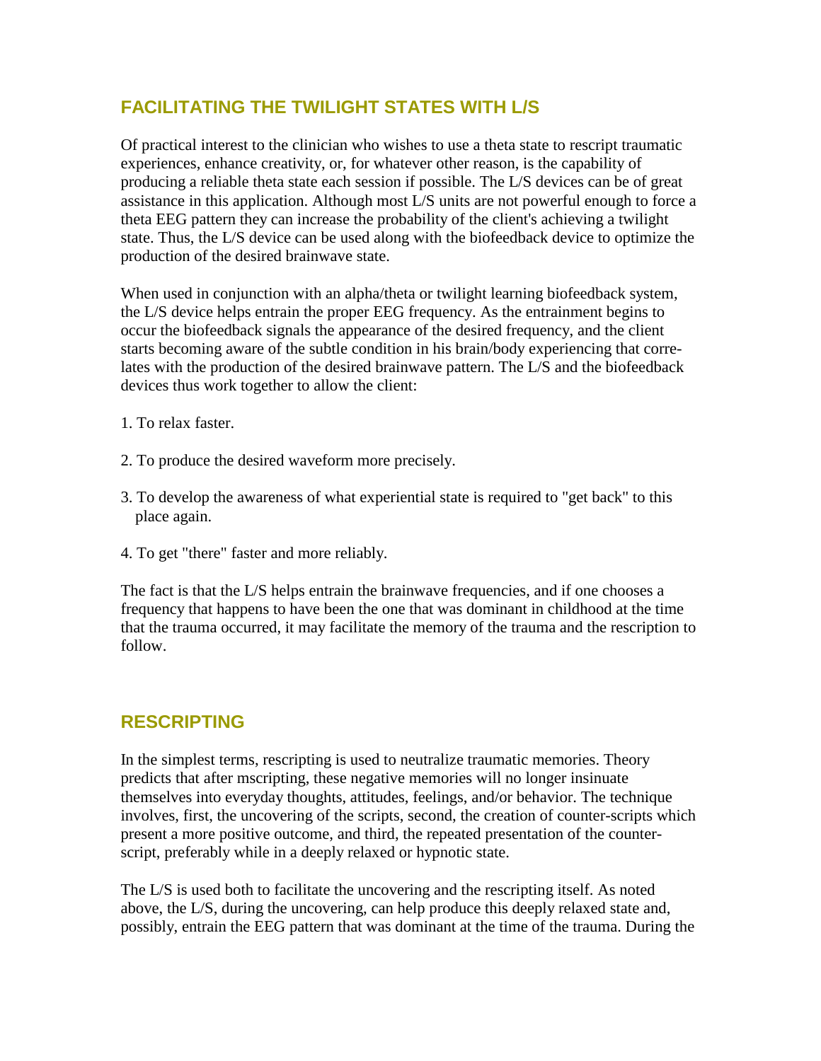## FACILITATING THE TWILIGHT STATES WITH L/S

Of practical interest to the clinician who wishes to use a theta state to rescript traumatic experiences, enhance creativity, or, for whatever other reason, is the capability of producing a reliable theta state each session if possible. The L/S devices can be of great assistance in this application. Although most L/S units are not powerful enough to force a theta EEG pattern they can increase the probability of the client's achieving a twilight state. Thus, the L/S device can be used along with the biofeedback device to optimize the production of the desired brainwave state.

When used in conjunction with an alpha/theta or twilight learning biofeedback system, the L/S device helps entrain the proper EEG frequency. As the entrainment begins to occur the biofeedback signals the appearance of the desired frequency, and the client starts becoming aware of the subtle condition in his brain/body experiencing that correlates with the production of the desired brainwave pattern. The L/S and the biofeedback devices thus work together to allow the client:

1. To relax faster.

2. To produce the desired waveform more precisely.

3. To develop the awareness of what experiential state is required to "get back" to this place again.

4. To get "there" faster and more reliably.

The fact is that the L/S helps entrain the brainwave frequencies, and if one chooses a frequency that happens to have been the one that was dominant in childhood at the time that the trauma occurred, it may facilitate the memory of the trauma and the rescription to follow.

## RESCRIPTING

In the simplest terms, rescripting is used to neutralize traumatic memories. Theory predicts that after mscripting, these negative memories will no longer insinuate themselves into everyday thoughts, attitudes, feelings, and/or behavior. The technique involves, first, the uncovering of the scripts, second, the creation of counter-scripts which present a more positive outcome, and third, the repeated presentation of the counter-script, preferably while in a deeply relaxed or hypnotic state.

The L/S is used both to facilitate the uncovering and the rescripting itself. As noted above, the L/S, during the uncovering, can help produce this deeply relaxed state and, possibly, entrain the EEG pattern that was dominant at the time of the trauma. During the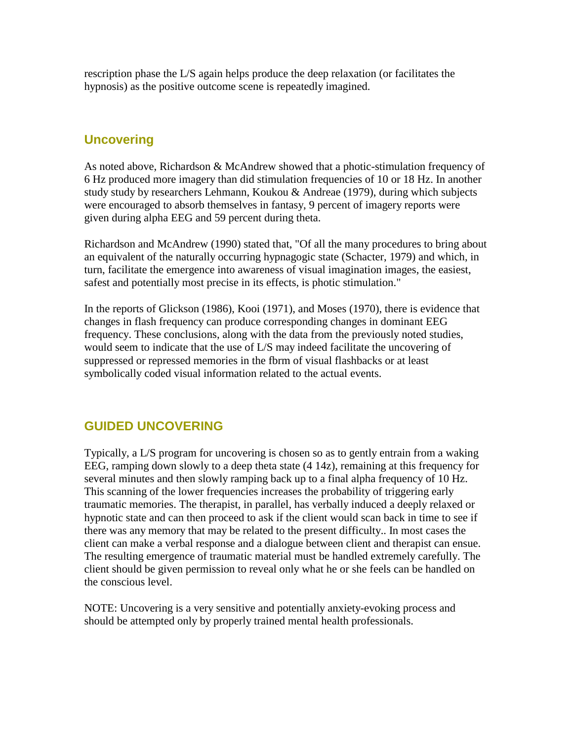rescription phase the L/S again helps produce the deep relaxation (or facilitates the hypnosis) as the positive outcome scene is repeatedly imagined.

## Uncovering

As noted above, Richardson & McAndrew showed that a photic-stimulation frequency of 6 Hz produced more imagery than did stimulation frequencies of 10 or 18 Hz. In another study study by researchers Lehmann, Koukou & Andreae (1979), during which subjects were encouraged to absorb themselves in fantasy, 9 percent of imagery reports were given during alpha EEG and 59 percent during theta.

Richardson and McAndrew (1990) stated that, "Of all the many procedures to bring about an equivalent of the naturally occurring hypnagogic state (Schacter, 1979) and which, in turn, facilitate the emergence into awareness of visual imagination images, the easiest, safest and potentially most precise in its effects, is photic stimulation."

In the reports of Glickson (1986), Kooi (1971), and Moses (1970), there is evidence that changes in flash frequency can produce corresponding changes in dominant EEG frequency. These conclusions, along with the data from the previously noted studies, would seem to indicate that the use of L/S may indeed facilitate the uncovering of suppressed or repressed memories in the fbrm of visual flashbacks or at least symbolically coded visual information related to the actual events.

## GUIDED UNCOVERING

Typically, a L/S program for uncovering is chosen so as to gently entrain from a waking EEG, ramping down slowly to a deep theta state (4 14z), remaining at this frequency for several minutes and then slowly ramping back up to a final alpha frequency of 10 Hz. This scanning of the lower frequencies increases the probability of triggering early traumatic memories. The therapist, in parallel, has verbally induced a deeply relaxed or hypnotic state and can then proceed to ask if the client would scan back in time to see if there was any memory that may be related to the present difficulty.. In most cases the client can make a verbal response and a dialogue between client and therapist can ensue. The resulting emergence of traumatic material must be handled extremely carefully. The client should be given permission to reveal only what he or she feels can be handled on the conscious level.

NOTE: Uncovering is a very sensitive and potentially anxiety-evoking process and should be attempted only by properly trained mental health professionals.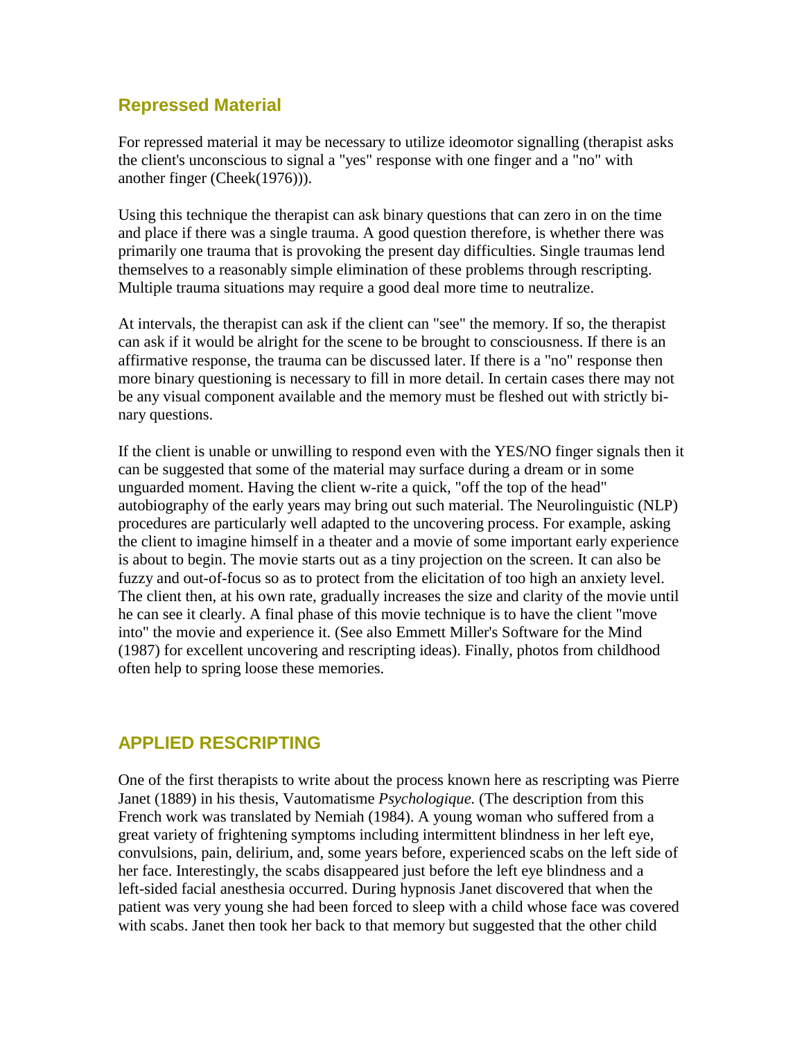## Repressed Material

For repressed material it may be necessary to utilize ideomotor signalling (therapist asks the client's unconscious to signal a "yes" response with one finger and a "no" with another finger (Cheek(1976))).

Using this technique the therapist can ask binary questions that can zero in on the time and place if there was a single trauma. A good question therefore, is whether there was primarily one trauma that is provoking the present day difficulties. Single traumas lend themselves to a reasonably simple elimination of these problems through rescripting. Multiple trauma situations may require a good deal more time to neutralize.

At intervals, the therapist can ask if the client can "see" the memory. If so, the therapist can ask if it would be alright for the scene to be brought to consciousness. If there is an affirmative response, the trauma can be discussed later. If there is a "no" response then more binary questioning is necessary to fill in more detail. In certain cases there may not be any visual component available and the memory must be fleshed out with strictly binary questions.

If the client is unable or unwilling to respond even with the YES/NO finger signals then it can be suggested that some of the material may surface during a dream or in some unguarded moment. Having the client w-rite a quick, "off the top of the head" autobiography of the early years may bring out such material. The Neurolinguistic (NLP) procedures are particularly well adapted to the uncovering process. For example, asking the client to imagine himself in a theater and a movie of some important early experience is about to begin. The movie starts out as a tiny projection on the screen. It can also be fuzzy and out-of-focus so as to protect from the elicitation of too high an anxiety level. The client then, at his own rate, gradually increases the size and clarity of the movie until he can see it clearly. A final phase of this movie technique is to have the client "move into" the movie and experience it. (See also Emmett Miller's Software for the Mind (1987) for excellent uncovering and rescripting ideas). Finally, photos from childhood often help to spring loose these memories.

## APPLIED RESCRIPTING

One of the first therapists to write about the process known here as rescripting was Pierre Janet (1889) in his thesis, Vautomatisme *Psychologique.* (The description from this French work was translated by Nemiah (1984). A young woman who suffered from a great variety of frightening symptoms including intermittent blindness in her left eye, convulsions, pain, delirium, and, some years before, experienced scabs on the left side of her face. Interestingly, the scabs disappeared just before the left eye blindness and a left-sided facial anesthesia occurred. During hypnosis Janet discovered that when the patient was very young she had been forced to sleep with a child whose face was covered with scabs. Janet then took her back to that memory but suggested that the other child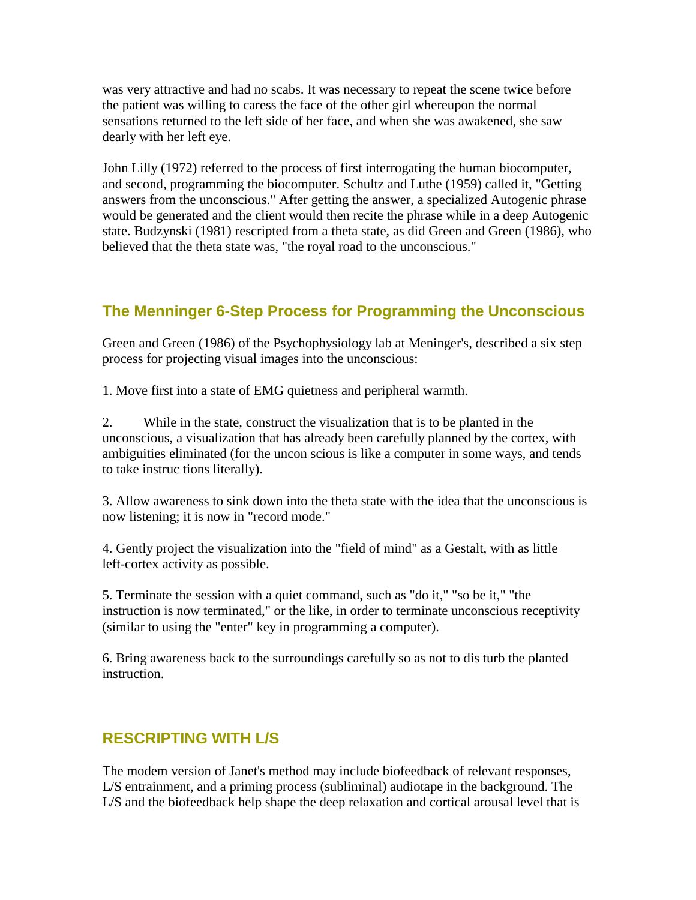was very attractive and had no scabs. It was necessary to repeat the scene twice before the patient was willing to caress the face of the other girl whereupon the normal sensations returned to the left side of her face, and when she was awakened, she saw dearly with her left eye.

John Lilly (1972) referred to the process of first interrogating the human biocomputer, and second, programming the biocomputer. Schultz and Luthe (1959) called it, "Getting answers from the unconscious." After getting the answer, a specialized Autogenic phrase would be generated and the client would then recite the phrase while in a deep Autogenic state. Budzynski (1981) rescripted from a theta state, as did Green and Green (1986), who believed that the theta state was, "the royal road to the unconscious."

## The Menninger 6-Step Process for Programming the Unconscious

Green and Green (1986) of the Psychophysiology lab at Meninger's, described a six step process for projecting visual images into the unconscious:

1. Move first into a state of EMG quietness and peripheral warmth.

2. While in the state, construct the visualization that is to be planted in the unconscious, a visualization that has already been carefully planned by the cortex, with ambiguities eliminated (for the uncon scious is like a computer in some ways, and tends to take instruc tions literally).

3. Allow awareness to sink down into the theta state with the idea that the unconscious is now listening; it is now in "record mode."

4. Gently project the visualization into the "field of mind" as a Gestalt, with as little left-cortex activity as possible.

5. Terminate the session with a quiet command, such as "do it," "so be it," "the instruction is now terminated," or the like, in order to terminate unconscious receptivity (similar to using the "enter" key in programming a computer).

6. Bring awareness back to the surroundings carefully so as not to dis turb the planted instruction.

## RESCRIPTING WITH L/S

The modem version of Janet's method may include biofeedback of relevant responses, L/S entrainment, and a priming process (subliminal) audiotape in the background. The L/S and the biofeedback help shape the deep relaxation and cortical arousal level that is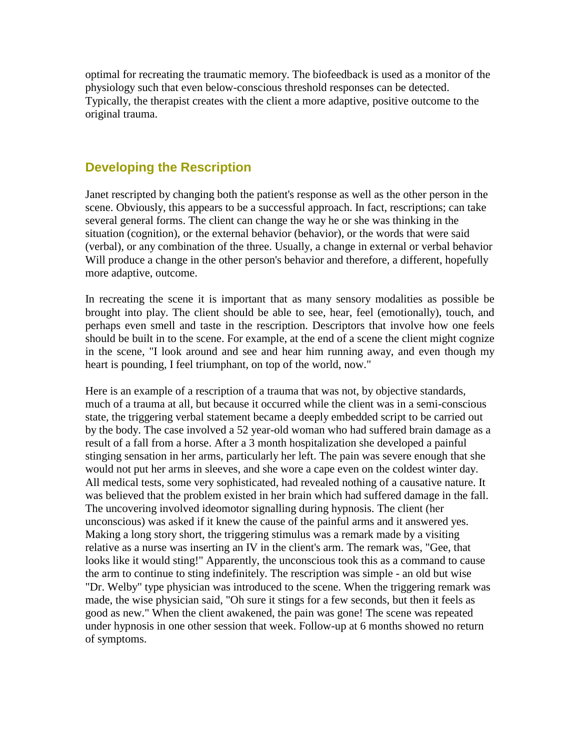optimal for recreating the traumatic memory. The biofeedback is used as a monitor of the physiology such that even below-conscious threshold responses can be detected. Typically, the therapist creates with the client a more adaptive, positive outcome to the original trauma.

## Developing the Rescription

Janet rescripted by changing both the patient's response as well as the other person in the scene. Obviously, this appears to be a successful approach. In fact, rescriptions; can take several general forms. The client can change the way he or she was thinking in the situation (cognition), or the external behavior (behavior), or the words that were said (verbal), or any combination of the three. Usually, a change in external or verbal behavior Will produce a change in the other person's behavior and therefore, a different, hopefully more adaptive, outcome.

In recreating the scene it is important that as many sensory modalities as possible be brought into play. The client should be able to see, hear, feel (emotionally), touch, and perhaps even smell and taste in the rescription. Descriptors that involve how one feels should be built in to the scene. For example, at the end of a scene the client might cognize in the scene, "I look around and see and hear him running away, and even though my heart is pounding, I feel triumphant, on top of the world, now."

Here is an example of a rescription of a trauma that was not, by objective standards, much of a trauma at all, but because it occurred while the client was in a semi-conscious state, the triggering verbal statement became a deeply embedded script to be carried out by the body. The case involved a 52 year-old woman who had suffered brain damage as a result of a fall from a horse. After a 3 month hospitalization she developed a painful stinging sensation in her arms, particularly her left. The pain was severe enough that she would not put her arms in sleeves, and she wore a cape even on the coldest winter day. All medical tests, some very sophisticated, had revealed nothing of a causative nature. It was believed that the problem existed in her brain which had suffered damage in the fall. The uncovering involved ideomotor signalling during hypnosis. The client (her unconscious) was asked if it knew the cause of the painful arms and it answered yes. Making a long story short, the triggering stimulus was a remark made by a visiting relative as a nurse was inserting an IV in the client's arm. The remark was, "Gee, that looks like it would sting!" Apparently, the unconscious took this as a command to cause the arm to continue to sting indefinitely. The rescription was simple - an old but wise "Dr. Welby" type physician was introduced to the scene. When the triggering remark was made, the wise physician said, "Oh sure it stings for a few seconds, but then it feels as good as new." When the client awakened, the pain was gone! The scene was repeated under hypnosis in one other session that week. Follow-up at 6 months showed no return of symptoms.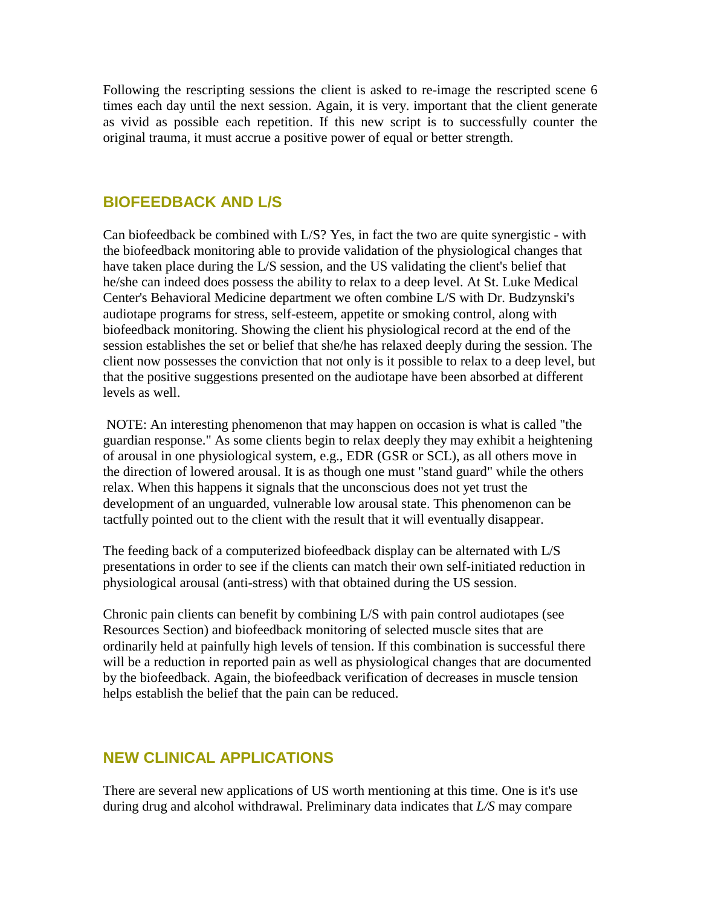Following the rescripting sessions the client is asked to re-image the rescripted scene 6 times each day until the next session. Again, it is very. important that the client generate as vivid as possible each repetition. If this new script is to successfully counter the original trauma, it must accrue a positive power of equal or better strength.

## BIOFEEDBACK AND L/S

Can biofeedback be combined with L/S? Yes, in fact the two are quite synergistic - with the biofeedback monitoring able to provide validation of the physiological changes that have taken place during the L/S session, and the US validating the client's belief that he/she can indeed does possess the ability to relax to a deep level. At St. Luke Medical Center's Behavioral Medicine department we often combine L/S with Dr. Budzynski's audiotape programs for stress, self-esteem, appetite or smoking control, along with biofeedback monitoring. Showing the client his physiological record at the end of the session establishes the set or belief that she/he has relaxed deeply during the session. The client now possesses the conviction that not only is it possible to relax to a deep level, but that the positive suggestions presented on the audiotape have been absorbed at different levels as well.

NOTE: An interesting phenomenon that may happen on occasion is what is called "the guardian response." As some clients begin to relax deeply they may exhibit a heightening of arousal in one physiological system, e.g., EDR (GSR or SCL), as all others move in the direction of lowered arousal. It is as though one must "stand guard" while the others relax. When this happens it signals that the unconscious does not yet trust the development of an unguarded, vulnerable low arousal state. This phenomenon can be tactfully pointed out to the client with the result that it will eventually disappear.

The feeding back of a computerized biofeedback display can be alternated with L/S presentations in order to see if the clients can match their own self-initiated reduction in physiological arousal (anti-stress) with that obtained during the US session.

Chronic pain clients can benefit by combining L/S with pain control audiotapes (see Resources Section) and biofeedback monitoring of selected muscle sites that are ordinarily held at painfully high levels of tension. If this combination is successful there will be a reduction in reported pain as well as physiological changes that are documented by the biofeedback. Again, the biofeedback verification of decreases in muscle tension helps establish the belief that the pain can be reduced.

## NEW CLINICAL APPLICATIONS

There are several new applications of US worth mentioning at this time. One is it's use during drug and alcohol withdrawal. Preliminary data indicates that *L/S* may compare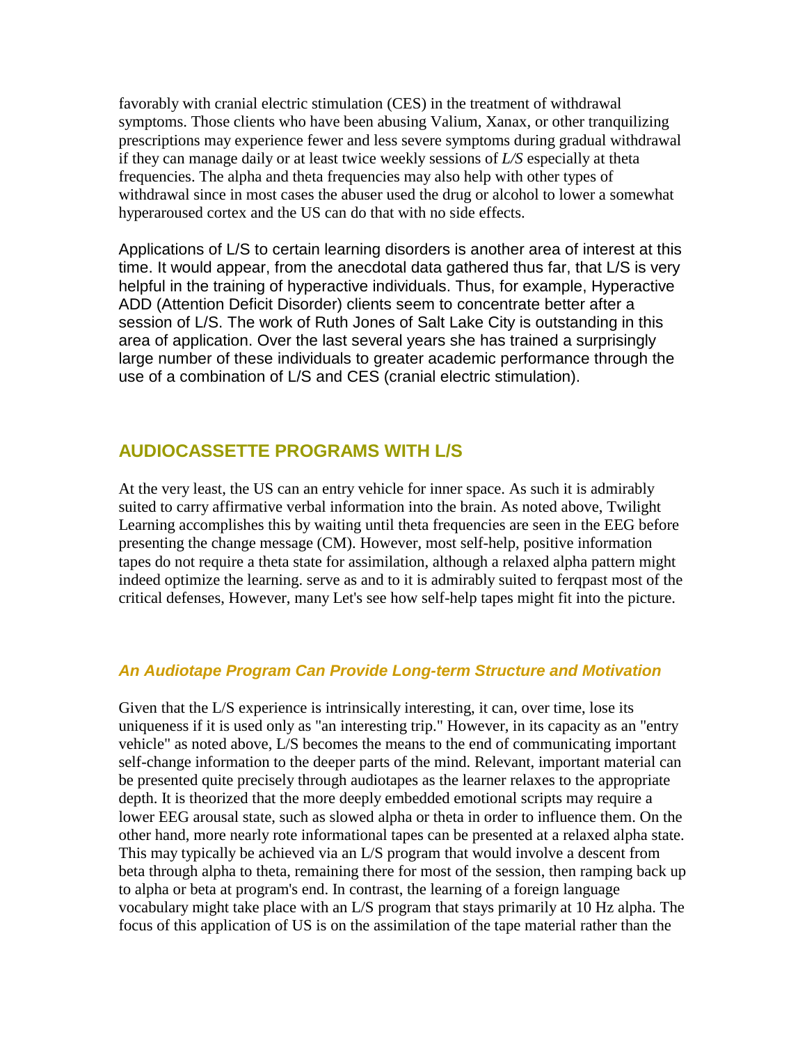favorably with cranial electric stimulation (CES) in the treatment of withdrawal symptoms. Those clients who have been abusing Valium, Xanax, or other tranquilizing prescriptions may experience fewer and less severe symptoms during gradual withdrawal if they can manage daily or at least twice weekly sessions of *L/S* especially at theta frequencies. The alpha and theta frequencies may also help with other types of withdrawal since in most cases the abuser used the drug or alcohol to lower a somewhat hyperaroused cortex and the US can do that with no side effects.

Applications of L/S to certain learning disorders is another area of interest at this time. It would appear, from the anecdotal data gathered thus far, that L/S is very helpful in the training of hyperactive individuals. Thus, for example, Hyperactive ADD (Attention Deficit Disorder) clients seem to concentrate better after a session of L/S. The work of Ruth Jones of Salt Lake City is outstanding in this area of application. Over the last several years she has trained a surprisingly large number of these individuals to greater academic performance through the use of a combination of L/S and CES (cranial electric stimulation).

## AUDIOCASSETTE PROGRAMS WITH L/S

At the very least, the US can an entry vehicle for inner space. As such it is admirably suited to carry affirmative verbal information into the brain. As noted above, Twilight Learning accomplishes this by waiting until theta frequencies are seen in the EEG before presenting the change message (CM). However, most self-help, positive information tapes do not require a theta state for assimilation, although a relaxed alpha pattern might indeed optimize the learning. serve as and to it is admirably suited to ferqpast most of the critical defenses, However, many Let's see how self-help tapes might fit into the picture.

### *An Audiotape Program Can Provide Long-term Structure and Motivation*

Given that the L/S experience is intrinsically interesting, it can, over time, lose its uniqueness if it is used only as "an interesting trip." However, in its capacity as an "entry vehicle" as noted above, L/S becomes the means to the end of communicating important self-change information to the deeper parts of the mind. Relevant, important material can be presented quite precisely through audiotapes as the learner relaxes to the appropriate depth. It is theorized that the more deeply embedded emotional scripts may require a lower EEG arousal state, such as slowed alpha or theta in order to influence them. On the other hand, more nearly rote informational tapes can be presented at a relaxed alpha state. This may typically be achieved via an L/S program that would involve a descent from beta through alpha to theta, remaining there for most of the session, then ramping back up to alpha or beta at program's end. In contrast, the learning of a foreign language vocabulary might take place with an L/S program that stays primarily at 10 Hz alpha. The focus of this application of US is on the assimilation of the tape material rather than the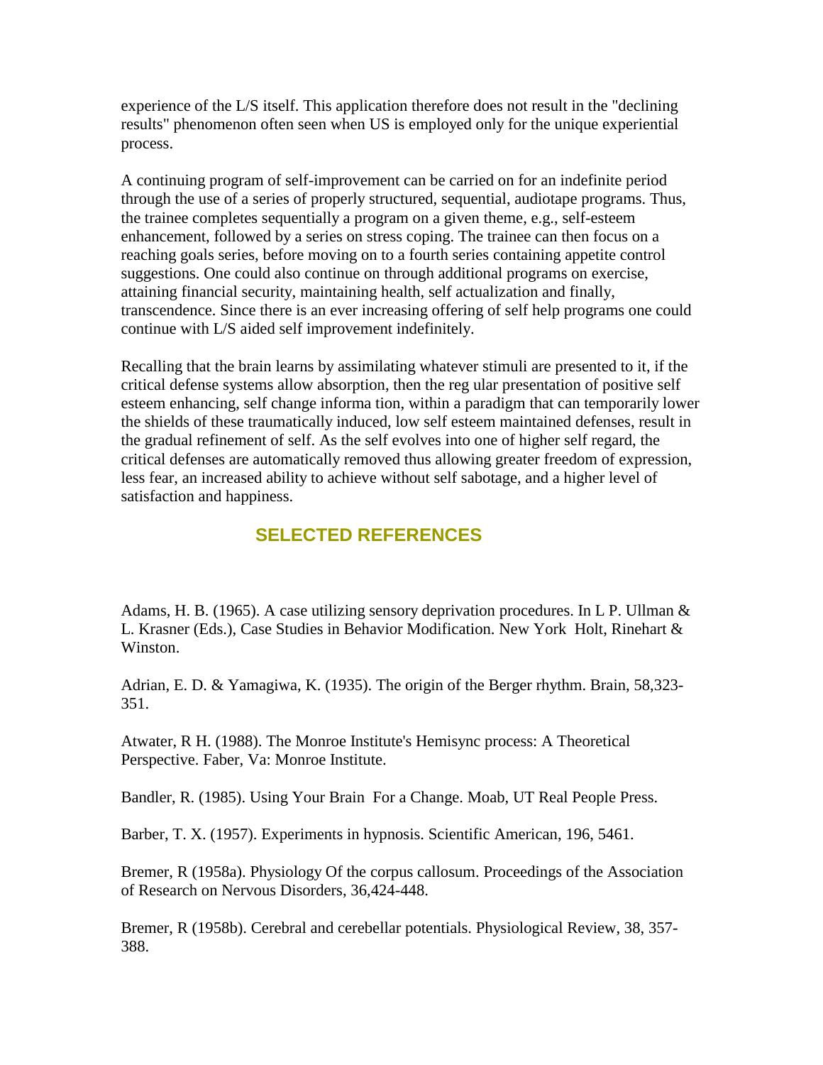experience of the L/S itself. This application therefore does not result in the "declining results" phenomenon often seen when US is employed only for the unique experiential process.

A continuing program of self-improvement can be carried on for an indefinite period through the use of a series of properly structured, sequential, audiotape programs. Thus, the trainee completes sequentially a program on a given theme, e.g., self-esteem enhancement, followed by a series on stress coping. The trainee can then focus on a reaching goals series, before moving on to a fourth series containing appetite control suggestions. One could also continue on through additional programs on exercise, attaining financial security, maintaining health, self actualization and finally, transcendence. Since there is an ever increasing offering of self help programs one could continue with L/S aided self improvement indefinitely.

Recalling that the brain learns by assimilating whatever stimuli are presented to it, if the critical defense systems allow absorption, then the reg ular presentation of positive self esteem enhancing, self change informa tion, within a paradigm that can temporarily lower the shields of these traumatically induced, low self esteem maintained defenses, result in the gradual refinement of self. As the self evolves into one of higher self regard, the critical defenses are automatically removed thus allowing greater freedom of expression, less fear, an increased ability to achieve without self sabotage, and a higher level of satisfaction and happiness.

## SELECTED REFERENCES

Adams, H. B. (1965). A case utilizing sensory deprivation procedures. In L P. Ullman & L. Krasner (Eds.), Case Studies in Behavior Modification. New York Holt, Rinehart & Winston.

Adrian, E. D. & Yamagiwa, K. (1935). The origin of the Berger rhythm. Brain, 58,323-351.

Atwater, R H. (1988). The Monroe Institute's Hemisync process: A Theoretical Perspective. Faber, Va: Monroe Institute.

Bandler, R. (1985). Using Your Brain For a Change. Moab, UT Real People Press.

Barber, T. X. (1957). Experiments in hypnosis. Scientific American, 196, 5461.

Bremer, R (1958a). Physiology Of the corpus callosum. Proceedings of the Association of Research on Nervous Disorders, 36,424-448.

Bremer, R (1958b). Cerebral and cerebellar potentials. Physiological Review, 38, 357-388.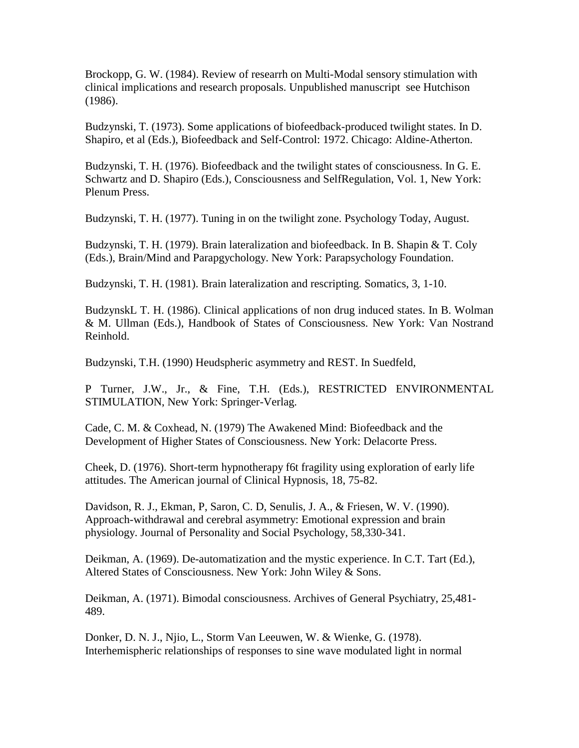Brockopp, G. W. (1984). Review of researrh on Multi-Modal sensory stimulation with clinical implications and research proposals. Unpublished manuscript see Hutchison (1986).

Budzynski, T. (1973). Some applications of biofeedback-produced twilight states. In D. Shapiro, et al (Eds.), Biofeedback and Self-Control: 1972. Chicago: Aldine-Atherton.

Budzynski, T. H. (1976). Biofeedback and the twilight states of consciousness. In G. E. Schwartz and D. Shapiro (Eds.), Consciousness and SelfRegulation, Vol. 1, New York: Plenum Press.

Budzynski, T. H. (1977). Tuning in on the twilight zone. Psychology Today, August.

Budzynski, T. H. (1979). Brain lateralization and biofeedback. In B. Shapin & T. Coly (Eds.), Brain/Mind and Parapgychology. New York: Parapsychology Foundation.

Budzynski, T. H. (1981). Brain lateralization and rescripting. Somatics, 3, 1-10.

BudzynskL T. H. (1986). Clinical applications of non drug induced states. In B. Wolman & M. Ullman (Eds.), Handbook of States of Consciousness. New York: Van Nostrand Reinhold.

Budzynski, T.H. (1990) Heudspheric asymmetry and REST. In Suedfeld,

P Turner, J.W., Jr., & Fine, T.H. (Eds.), RESTRICTED ENVIRONMENTAL STIMULATION, New York: Springer-Verlag.

Cade, C. M. & Coxhead, N. (1979) The Awakened Mind: Biofeedback and the Development of Higher States of Consciousness. New York: Delacorte Press.

Cheek, D. (1976). Short-term hypnotherapy f6t fragility using exploration of early life attitudes. The American journal of Clinical Hypnosis, 18, 75-82.

Davidson, R. J., Ekman, P, Saron, C. D, Senulis, J. A., & Friesen, W. V. (1990). Approach-withdrawal and cerebral asymmetry: Emotional expression and brain physiology. Journal of Personality and Social Psychology, 58,330-341.

Deikman, A. (1969). De-automatization and the mystic experience. In C.T. Tart (Ed.), Altered States of Consciousness. New York: John Wiley & Sons.

Deikman, A. (1971). Bimodal consciousness. Archives of General Psychiatry, 25,481-489.

Donker, D. N. J., Njio, L., Storm Van Leeuwen, W. & Wienke, G. (1978). Interhemispheric relationships of responses to sine wave modulated light in normal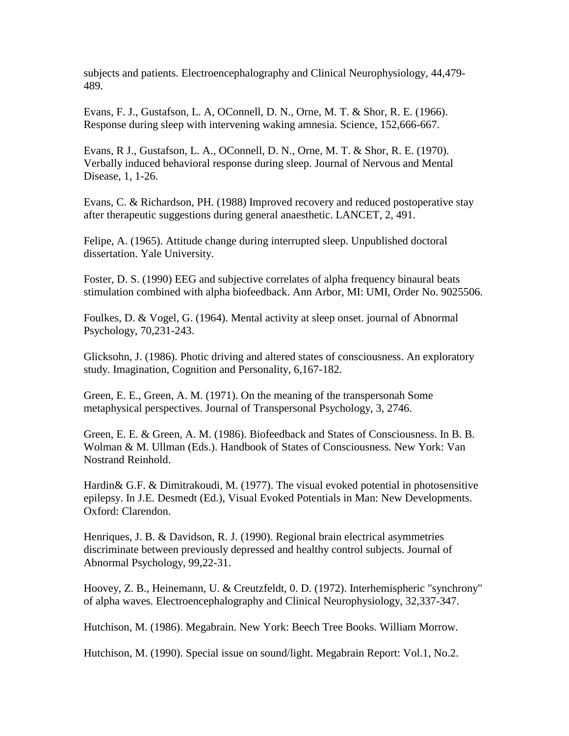subjects and patients. Electroencephalography and Clinical Neurophysiology, 44,479-489.

Evans, F. J., Gustafson, L. A, OConnell, D. N., Orne, M. T. & Shor, R. E. (1966). Response during sleep with intervening waking amnesia. Science, 152,666-667.

Evans, R J., Gustafson, L. A., OConnell, D. N., Orne, M. T. & Shor, R. E. (1970). Verbally induced behavioral response during sleep. Journal of Nervous and Mental Disease, 1, 1-26.

Evans, C. & Richardson, PH. (1988) Improved recovery and reduced postoperative stay after therapeutic suggestions during general anaesthetic. LANCET, 2, 491.

Felipe, A. (1965). Attitude change during interrupted sleep. Unpublished doctoral dissertation. Yale University.

Foster, D. S. (1990) EEG and subjective correlates of alpha frequency binaural beats stimulation combined with alpha biofeedback. Ann Arbor, MI: UMI, Order No. 9025506.

Foulkes, D. & Vogel, G. (1964). Mental activity at sleep onset. journal of Abnormal Psychology, 70,231-243.

Glicksohn, J. (1986). Photic driving and altered states of consciousness. An exploratory study. Imagination, Cognition and Personality, 6,167-182.

Green, E. E., Green, A. M. (1971). On the meaning of the transpersonah Some metaphysical perspectives. Journal of Transpersonal Psychology, 3, 2746.

Green, E. E. & Green, A. M. (1986). Biofeedback and States of Consciousness. In B. B. Wolman & M. Ullman (Eds.). Handbook of States of Consciousness. New York: Van Nostrand Reinhold.

Hardin& G.F. & Dimitrakoudi, M. (1977). The visual evoked potential in photosensitive epilepsy. In J.E. Desmedt (Ed.), Visual Evoked Potentials in Man: New Developments. Oxford: Clarendon.

Henriques, J. B. & Davidson, R. J. (1990). Regional brain electrical asymmetries discriminate between previously depressed and healthy control subjects. Journal of Abnormal Psychology, 99,22-31.

Hoovey, Z. B., Heinemann, U. & Creutzfeldt, 0. D. (1972). Interhemispheric "synchrony" of alpha waves. Electroencephalography and Clinical Neurophysiology, 32,337-347.

Hutchison, M. (1986). Megabrain. New York: Beech Tree Books. William Morrow.

Hutchison, M. (1990). Special issue on sound/light. Megabrain Report: Vol.1, No.2.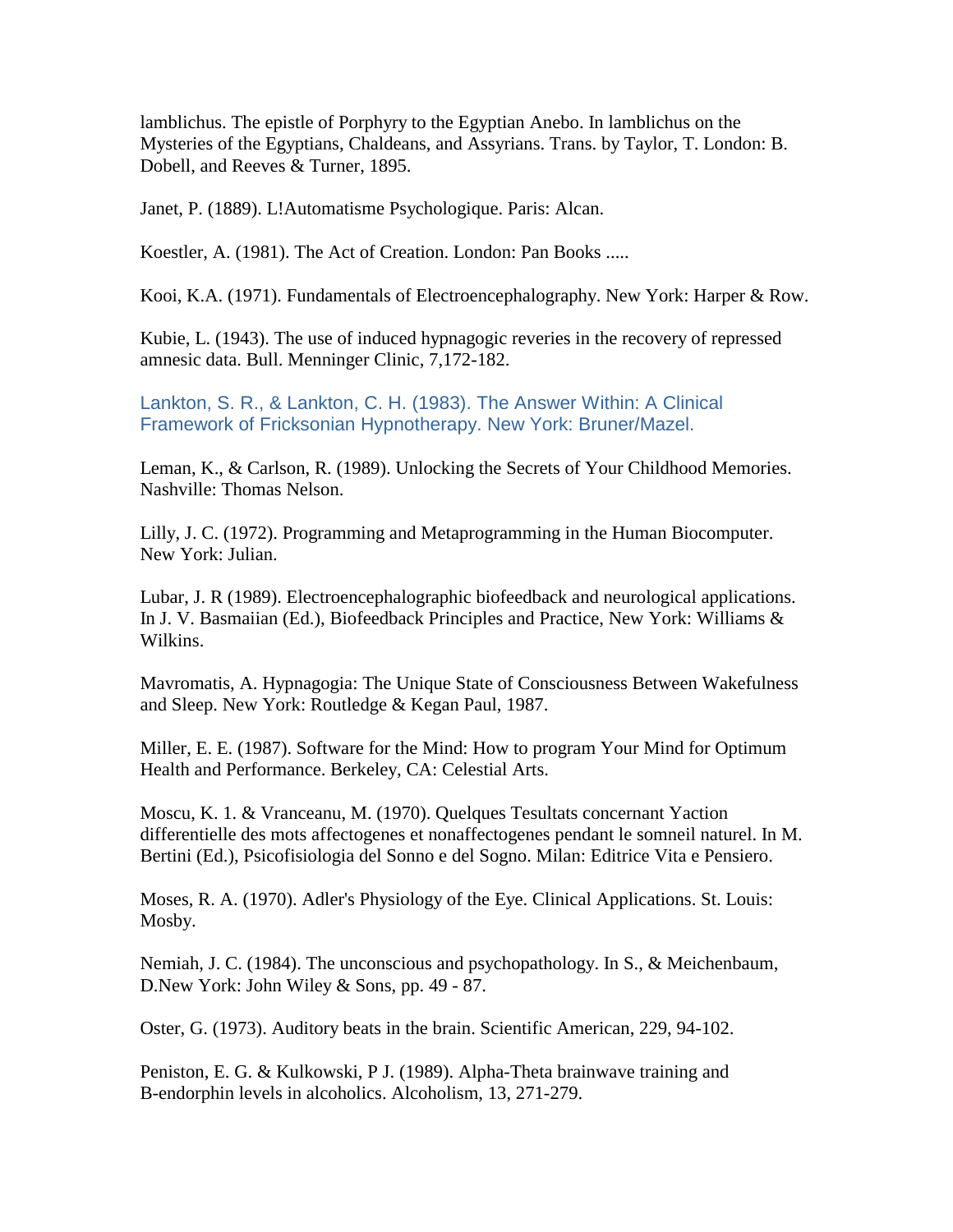lamblichus. The epistle of Porphyry to the Egyptian Anebo. In lamblichus on the Mysteries of the Egyptians, Chaldeans, and Assyrians. Trans. by Taylor, T. London: B. Dobell, and Reeves & Turner, 1895.

Janet, P. (1889). L!Automatisme Psychologique. Paris: Alcan.

Koestler, A. (1981). The Act of Creation. London: Pan Books .....

Kooi, K.A. (1971). Fundamentals of Electroencephalography. New York: Harper & Row.

Kubie, L. (1943). The use of induced hypnagogic reveries in the recovery of repressed amnesic data. Bull. Menninger Clinic, 7,172-182.

Lankton, S. R., & Lankton, C. H. (1983). The Answer Within: A Clinical Framework of Fricksonian Hypnotherapy. New York: Bruner/Mazel.

Leman, K., & Carlson, R. (1989). Unlocking the Secrets of Your Childhood Memories. Nashville: Thomas Nelson.

Lilly, J. C. (1972). Programming and Metaprogramming in the Human Biocomputer. New York: Julian.

Lubar, J. R (1989). Electroencephalographic biofeedback and neurological applications. In J. V. Basmaiian (Ed.), Biofeedback Principles and Practice, New York: Williams & Wilkins.

Mavromatis, A. Hypnagogia: The Unique State of Consciousness Between Wakefulness and Sleep. New York: Routledge & Kegan Paul, 1987.

Miller, E. E. (1987). Software for the Mind: How to program Your Mind for Optimum Health and Performance. Berkeley, CA: Celestial Arts.

Moscu, K. 1. & Vranceanu, M. (1970). Quelques Tesultats concernant Yaction differentielle des mots affectogenes et nonaffectogenes pendant le somneil naturel. In M. Bertini (Ed.), Psicofisiologia del Sonno e del Sogno. Milan: Editrice Vita e Pensiero.

Moses, R. A. (1970). Adler's Physiology of the Eye. Clinical Applications. St. Louis: Mosby.

Nemiah, J. C. (1984). The unconscious and psychopathology. In S., & Meichenbaum, D.New York: John Wiley & Sons, pp. 49 - 87.

Oster, G. (1973). Auditory beats in the brain. Scientific American, 229, 94-102.

Peniston, E. G. & Kulkowski, P J. (1989). Alpha-Theta brainwave training and B-endorphin levels in alcoholics. Alcoholism, 13, 271-279.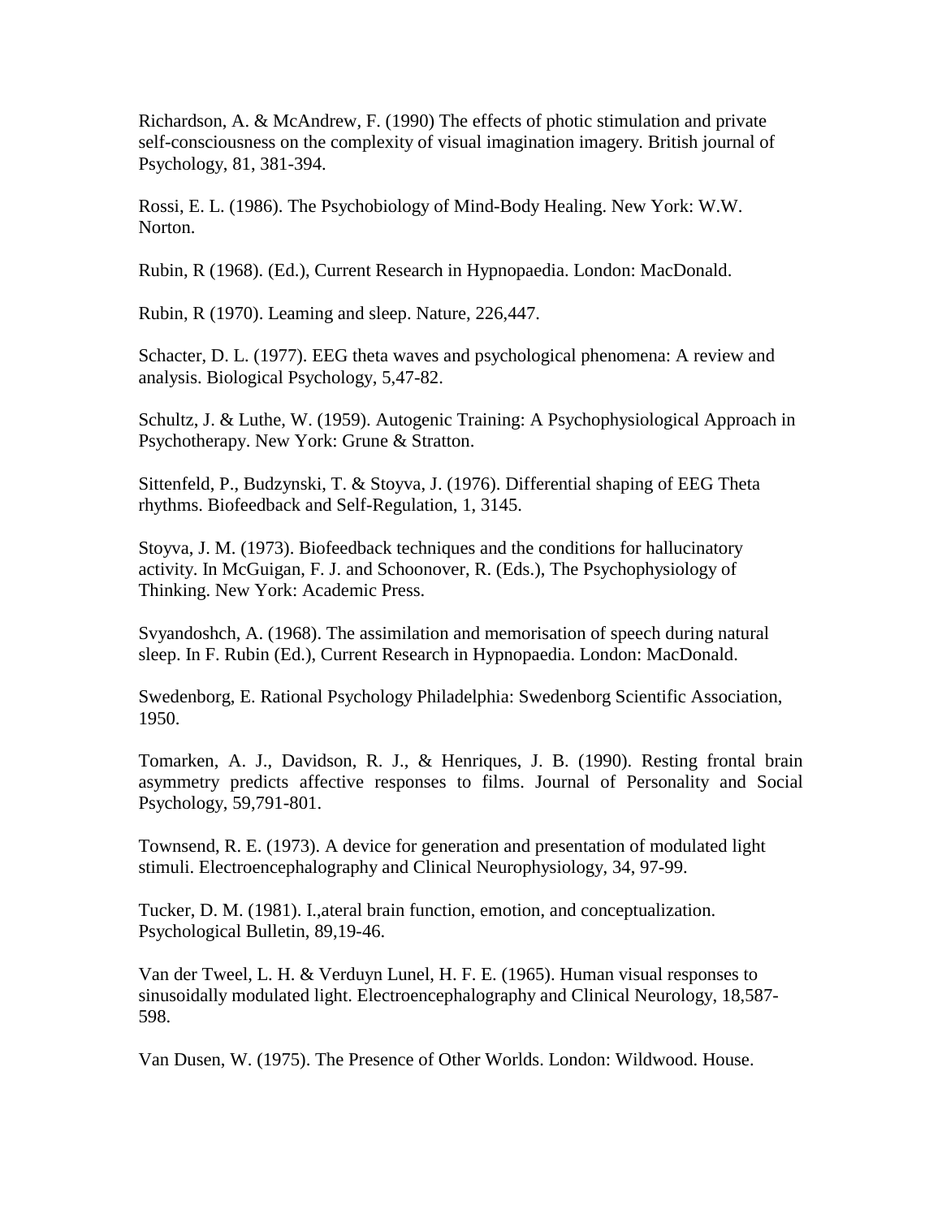Richardson, A. & McAndrew, F. (1990) The effects of photic stimulation and private self-consciousness on the complexity of visual imagination imagery. British journal of Psychology, 81, 381-394.

Rossi, E. L. (1986). The Psychobiology of Mind-Body Healing. New York: W.W. Norton.

Rubin, R (1968). (Ed.), Current Research in Hypnopaedia. London: MacDonald.

Rubin, R (1970). Leaming and sleep. Nature, 226,447.

Schacter, D. L. (1977). EEG theta waves and psychological phenomena: A review and analysis. Biological Psychology, 5,47-82.

Schultz, J. & Luthe, W. (1959). Autogenic Training: A Psychophysiological Approach in Psychotherapy. New York: Grune & Stratton.

Sittenfeld, P., Budzynski, T. & Stoyva, J. (1976). Differential shaping of EEG Theta rhythms. Biofeedback and Self-Regulation, 1, 3145.

Stoyva, J. M. (1973). Biofeedback techniques and the conditions for hallucinatory activity. In McGuigan, F. J. and Schoonover, R. (Eds.), The Psychophysiology of Thinking. New York: Academic Press.

Svyandoshch, A. (1968). The assimilation and memorisation of speech during natural sleep. In F. Rubin (Ed.), Current Research in Hypnopaedia. London: MacDonald.

Swedenborg, E. Rational Psychology Philadelphia: Swedenborg Scientific Association, 1950.

Tomarken, A. J., Davidson, R. J., & Henriques, J. B. (1990). Resting frontal brain asymmetry predicts affective responses to films. Journal of Personality and Social Psychology, 59,791-801.

Townsend, R. E. (1973). A device for generation and presentation of modulated light stimuli. Electroencephalography and Clinical Neurophysiology, 34, 97-99.

Tucker, D. M. (1981). I.,ateral brain function, emotion, and conceptualization. Psychological Bulletin, 89,19-46.

Van der Tweel, L. H. & Verduyn Lunel, H. F. E. (1965). Human visual responses to sinusoidally modulated light. Electroencephalography and Clinical Neurology, 18,587-598.

Van Dusen, W. (1975). The Presence of Other Worlds. London: Wildwood. House.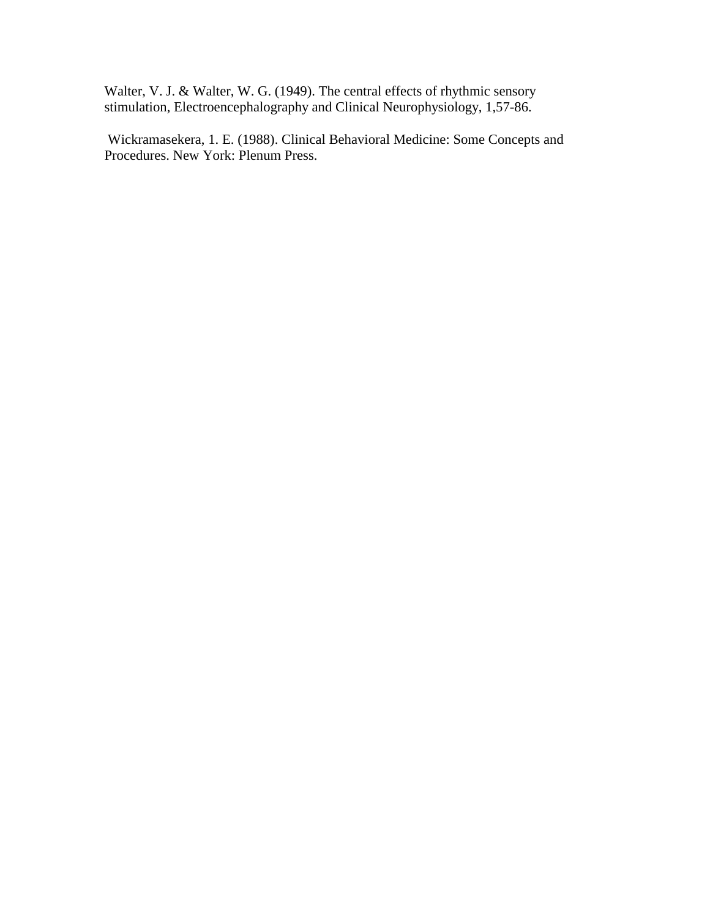Walter, V. J. & Walter, W. G. (1949). The central effects of rhythmic sensory stimulation, Electroencephalography and Clinical Neurophysiology, 1,57-86.

Wickramasekera, 1. E. (1988). Clinical Behavioral Medicine: Some Concepts and Procedures. New York: Plenum Press.